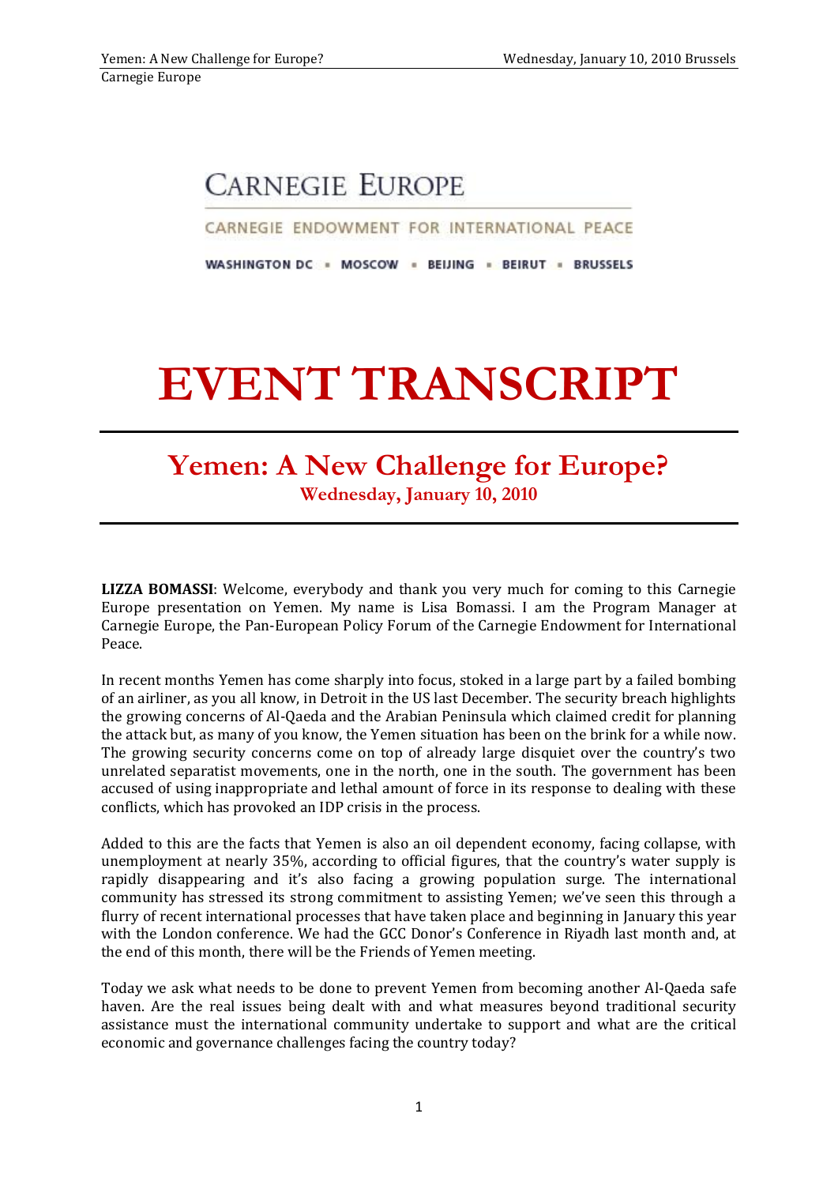# CARNEGIE EUROPE

CARNEGIE ENDOWMENT FOR INTERNATIONAL PEACE

WASHINGTON DC ▪ MOSCOW ▪ BEIJING ▪ BEIRUT ▪ BRUSSELS

# EVENT TRANSCRIPT

## Yemen: A New Challenge for Europe?

**Wednesday, January 10, 2010**

**LIZZA BOMASSI**: Welcome, everybody and thank you very much for coming to this Carnegie Europe presentation on Yemen. My name is Lisa Bomassi. I am the Program Manager at Carnegie Europe, the Pan-European Policy Forum of the Carnegie Endowment for International Peace.

In recent months Yemen has come sharply into focus, stoked in a large part by a failed bombing of an airliner, as you all know, in Detroit in the US last December. The security breach highlights the growing concerns of Al-Qaeda and the Arabian Peninsula which claimed credit for planning the attack but, as many of you know, the Yemen situation has been on the brink for a while now. The growing security concerns come on top of already large disquiet over the country's two unrelated separatist movements, one in the north, one in the south. The government has been accused of using inappropriate and lethal amount of force in its response to dealing with these conflicts, which has provoked an IDP crisis in the process.

Added to this are the facts that Yemen is also an oil dependent economy, facing collapse, with unemployment at nearly 35%, according to official figures, that the country's water supply is rapidly disappearing and it's also facing a growing population surge. The international community has stressed its strong commitment to assisting Yemen; we've seen this through a flurry of recent international processes that have taken place and beginning in January this year with the London conference. We had the GCC Donor's Conference in Riyadh last month and, at the end of this month, there will be the Friends of Yemen meeting.

Today we ask what needs to be done to prevent Yemen from becoming another Al-Qaeda safe haven. Are the real issues being dealt with and what measures beyond traditional security assistance must the international community undertake to support and what are the critical economic and governance challenges facing the country today?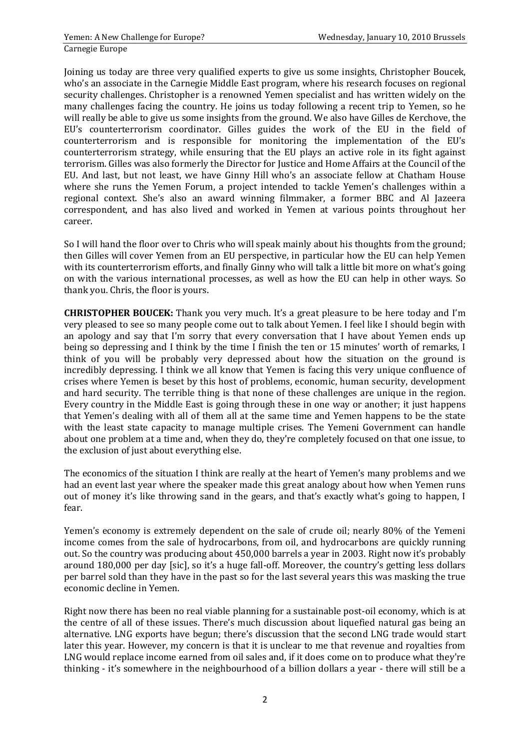Joining us today are three very qualified experts to give us some insights, Christopher Boucek, who's an associate in the Carnegie Middle East program, where his research focuses on regional security challenges. Christopher is a renowned Yemen specialist and has written widely on the many challenges facing the country. He joins us today following a recent trip to Yemen, so he will really be able to give us some insights from the ground. We also have Gilles de Kerchove, the EU's counterterrorism coordinator. Gilles guides the work of the EU in the field of counterterrorism and is responsible for monitoring the implementation of the EU's counterterrorism strategy, while ensuring that the EU plays an active role in its fight against terrorism. Gilles was also formerly the Director for Justice and Home Affairs at the Council of the EU. And last, but not least, we have Ginny Hill who's an associate fellow at Chatham House where she runs the Yemen Forum, a project intended to tackle Yemen's challenges within a regional context. She's also an award winning filmmaker, a former BBC and Al Jazeera correspondent, and has also lived and worked in Yemen at various points throughout her career.

So I will hand the floor over to Chris who will speak mainly about his thoughts from the ground; then Gilles will cover Yemen from an EU perspective, in particular how the EU can help Yemen with its counterterrorism efforts, and finally Ginny who will talk a little bit more on what's going on with the various international processes, as well as how the EU can help in other ways. So thank you. Chris, the floor is yours.

**CHRISTOPHER BOUCEK:** Thank you very much. It's a great pleasure to be here today and I'm very pleased to see so many people come out to talk about Yemen. I feel like I should begin with an apology and say that I'm sorry that every conversation that I have about Yemen ends up being so depressing and I think by the time I finish the ten or 15 minutes' worth of remarks, I think of you will be probably very depressed about how the situation on the ground is incredibly depressing. I think we all know that Yemen is facing this very unique confluence of crises where Yemen is beset by this host of problems, economic, human security, development and hard security. The terrible thing is that none of these challenges are unique in the region. Every country in the Middle East is going through these in one way or another; it just happens that Yemen's dealing with all of them all at the same time and Yemen happens to be the state with the least state capacity to manage multiple crises. The Yemeni Government can handle about one problem at a time and, when they do, they're completely focused on that one issue, to the exclusion of just about everything else.

The economics of the situation I think are really at the heart of Yemen's many problems and we had an event last year where the speaker made this great analogy about how when Yemen runs out of money it's like throwing sand in the gears, and that's exactly what's going to happen, I fear.

Yemen's economy is extremely dependent on the sale of crude oil; nearly 80% of the Yemeni income comes from the sale of hydrocarbons, from oil, and hydrocarbons are quickly running out. So the country was producing about 450,000 barrels a year in 2003. Right now it's probably around 180,000 per day [sic], so it's a huge fall-off. Moreover, the country's getting less dollars per barrel sold than they have in the past so for the last several years this was masking the true economic decline in Yemen.

Right now there has been no real viable planning for a sustainable post-oil economy, which is at the centre of all of these issues. There's much discussion about liquefied natural gas being an alternative. LNG exports have begun; there's discussion that the second LNG trade would start later this year. However, my concern is that it is unclear to me that revenue and royalties from LNG would replace income earned from oil sales and, if it does come on to produce what they're thinking - it's somewhere in the neighbourhood of a billion dollars a year - there will still be a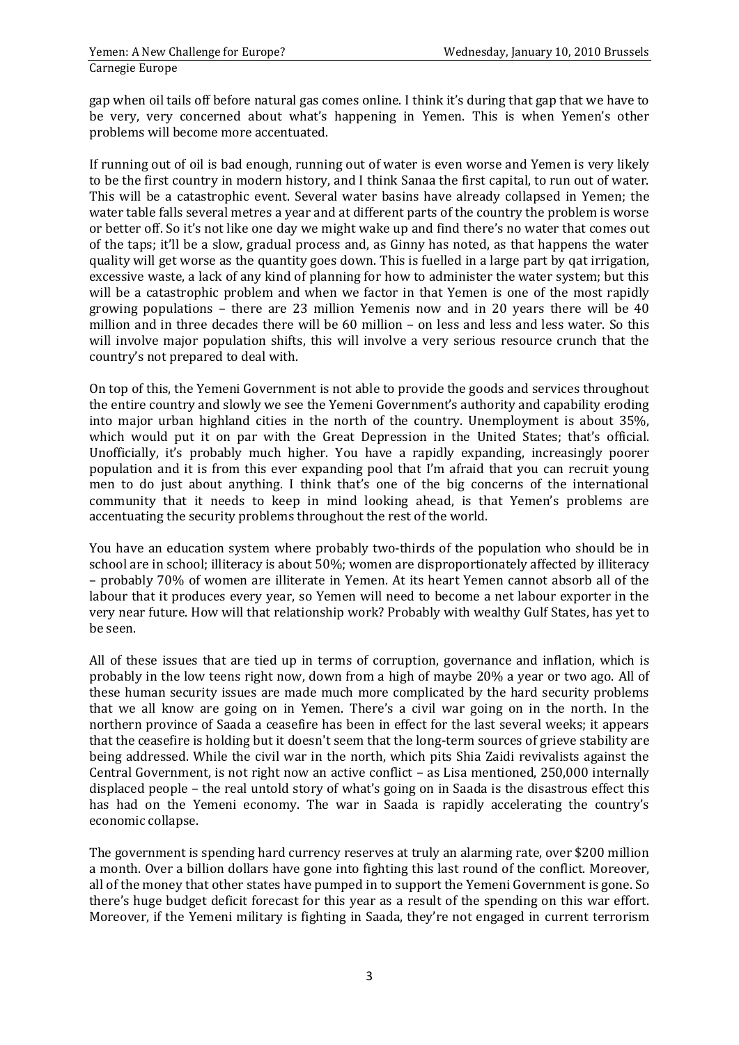gap when oil tails off before natural gas comes online. I think it's during that gap that we have to be very, very concerned about what's happening in Yemen. This is when Yemen's other problems will become more accentuated.

If running out of oil is bad enough, running out of water is even worse and Yemen is very likely to be the first country in modern history, and I think Sanaa the first capital, to run out of water. This will be a catastrophic event. Several water basins have already collapsed in Yemen; the water table falls several metres a year and at different parts of the country the problem is worse or better off. So it's not like one day we might wake up and find there's no water that comes out of the taps; it'll be a slow, gradual process and, as Ginny has noted, as that happens the water quality will get worse as the quantity goes down. This is fuelled in a large part by qat irrigation, excessive waste, a lack of any kind of planning for how to administer the water system; but this will be a catastrophic problem and when we factor in that Yemen is one of the most rapidly growing populations – there are 23 million Yemenis now and in 20 years there will be 40 million and in three decades there will be 60 million – on less and less and less water. So this will involve major population shifts, this will involve a very serious resource crunch that the country's not prepared to deal with.

On top of this, the Yemeni Government is not able to provide the goods and services throughout the entire country and slowly we see the Yemeni Government's authority and capability eroding into major urban highland cities in the north of the country. Unemployment is about 35%, which would put it on par with the Great Depression in the United States; that's official. Unofficially, it's probably much higher. You have a rapidly expanding, increasingly poorer population and it is from this ever expanding pool that I'm afraid that you can recruit young men to do just about anything. I think that's one of the big concerns of the international community that it needs to keep in mind looking ahead, is that Yemen's problems are accentuating the security problems throughout the rest of the world.

You have an education system where probably two-thirds of the population who should be in school are in school; illiteracy is about 50%; women are disproportionately affected by illiteracy – probably 70% of women are illiterate in Yemen. At its heart Yemen cannot absorb all of the labour that it produces every year, so Yemen will need to become a net labour exporter in the very near future. How will that relationship work? Probably with wealthy Gulf States, has yet to be seen.

All of these issues that are tied up in terms of corruption, governance and inflation, which is probably in the low teens right now, down from a high of maybe 20% a year or two ago. All of these human security issues are made much more complicated by the hard security problems that we all know are going on in Yemen. There's a civil war going on in the north. In the northern province of Saada a ceasefire has been in effect for the last several weeks; it appears that the ceasefire is holding but it doesn't seem that the long-term sources of grieve stability are being addressed. While the civil war in the north, which pits Shia Zaidi revivalists against the Central Government, is not right now an active conflict – as Lisa mentioned, 250,000 internally displaced people – the real untold story of what's going on in Saada is the disastrous effect this has had on the Yemeni economy. The war in Saada is rapidly accelerating the country's economic collapse.

The government is spending hard currency reserves at truly an alarming rate, over $200 million a month. Over a billion dollars have gone into fighting this last round of the conflict. Moreover, all of the money that other states have pumped in to support the Yemeni Government is gone. So there's huge budget deficit forecast for this year as a result of the spending on this war effort. Moreover, if the Yemeni military is fighting in Saada, they're not engaged in current terrorism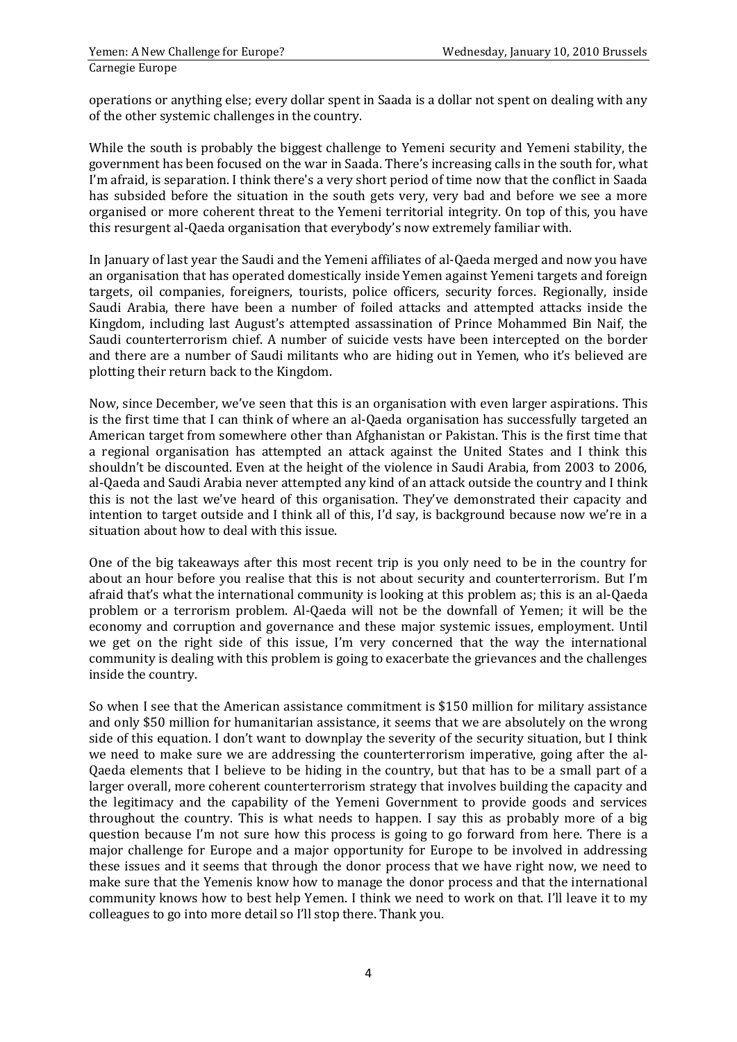operations or anything else; every dollar spent in Saada is a dollar not spent on dealing with any of the other systemic challenges in the country.

While the south is probably the biggest challenge to Yemeni security and Yemeni stability, the government has been focused on the war in Saada. There's increasing calls in the south for, what I'm afraid, is separation. I think there's a very short period of time now that the conflict in Saada has subsided before the situation in the south gets very, very bad and before we see a more organised or more coherent threat to the Yemeni territorial integrity. On top of this, you have this resurgent al-Qaeda organisation that everybody's now extremely familiar with.

In January of last year the Saudi and the Yemeni affiliates of al-Qaeda merged and now you have an organisation that has operated domestically inside Yemen against Yemeni targets and foreign targets, oil companies, foreigners, tourists, police officers, security forces. Regionally, inside Saudi Arabia, there have been a number of foiled attacks and attempted attacks inside the Kingdom, including last August's attempted assassination of Prince Mohammed Bin Naif, the Saudi counterterrorism chief. A number of suicide vests have been intercepted on the border and there are a number of Saudi militants who are hiding out in Yemen, who it's believed are plotting their return back to the Kingdom.

Now, since December, we've seen that this is an organisation with even larger aspirations. This is the first time that I can think of where an al-Qaeda organisation has successfully targeted an American target from somewhere other than Afghanistan or Pakistan. This is the first time that a regional organisation has attempted an attack against the United States and I think this shouldn't be discounted. Even at the height of the violence in Saudi Arabia, from 2003 to 2006, al-Qaeda and Saudi Arabia never attempted any kind of an attack outside the country and I think this is not the last we've heard of this organisation. They've demonstrated their capacity and intention to target outside and I think all of this, I'd say, is background because now we're in a situation about how to deal with this issue.

One of the big takeaways after this most recent trip is you only need to be in the country for about an hour before you realise that this is not about security and counterterrorism. But I'm afraid that's what the international community is looking at this problem as; this is an al-Qaeda problem or a terrorism problem. Al-Qaeda will not be the downfall of Yemen; it will be the economy and corruption and governance and these major systemic issues, employment. Until we get on the right side of this issue, I'm very concerned that the way the international community is dealing with this problem is going to exacerbate the grievances and the challenges inside the country.

So when I see that the American assistance commitment is $150 million for military assistance and only $50 million for humanitarian assistance, it seems that we are absolutely on the wrong side of this equation. I don't want to downplay the severity of the security situation, but I think we need to make sure we are addressing the counterterrorism imperative, going after the al-Qaeda elements that I believe to be hiding in the country, but that has to be a small part of a larger overall, more coherent counterterrorism strategy that involves building the capacity and the legitimacy and the capability of the Yemeni Government to provide goods and services throughout the country. This is what needs to happen. I say this as probably more of a big question because I'm not sure how this process is going to go forward from here. There is a major challenge for Europe and a major opportunity for Europe to be involved in addressing these issues and it seems that through the donor process that we have right now, we need to make sure that the Yemenis know how to manage the donor process and that the international community knows how to best help Yemen. I think we need to work on that. I'll leave it to my colleagues to go into more detail so I'll stop there. Thank you.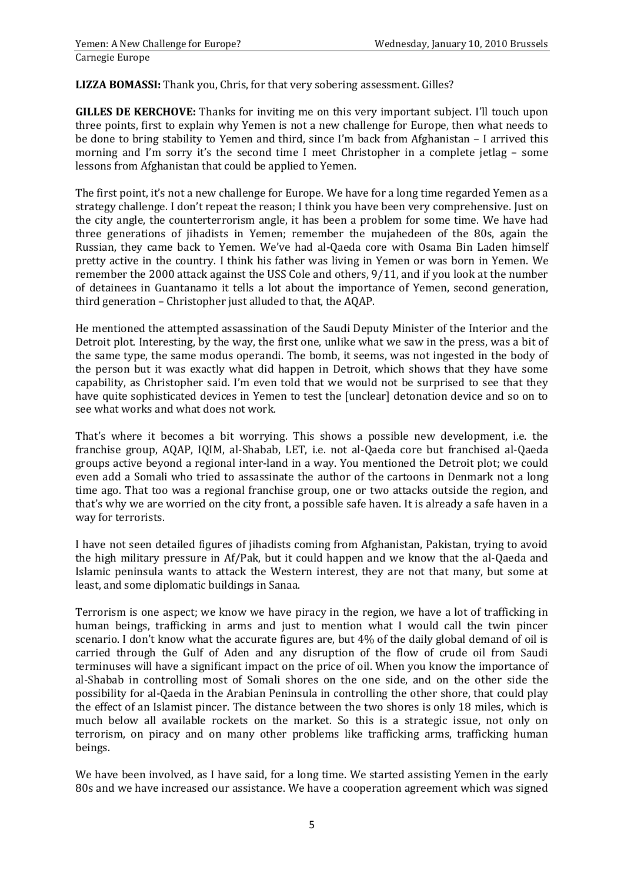**LIZZA BOMASSI:** Thank you, Chris, for that very sobering assessment. Gilles?

**GILLES DE KERCHOVE:** Thanks for inviting me on this very important subject. I'll touch upon three points, first to explain why Yemen is not a new challenge for Europe, then what needs to be done to bring stability to Yemen and third, since I'm back from Afghanistan – I arrived this morning and I'm sorry it's the second time I meet Christopher in a complete jetlag – some lessons from Afghanistan that could be applied to Yemen.

The first point, it's not a new challenge for Europe. We have for a long time regarded Yemen as a strategy challenge. I don't repeat the reason; I think you have been very comprehensive. Just on the city angle, the counterterrorism angle, it has been a problem for some time. We have had three generations of jihadists in Yemen; remember the mujahedeen of the 80s, again the Russian, they came back to Yemen. We've had al-Qaeda core with Osama Bin Laden himself pretty active in the country. I think his father was living in Yemen or was born in Yemen. We remember the 2000 attack against the USS Cole and others, 9/11, and if you look at the number of detainees in Guantanamo it tells a lot about the importance of Yemen, second generation, third generation – Christopher just alluded to that, the AQAP.

He mentioned the attempted assassination of the Saudi Deputy Minister of the Interior and the Detroit plot. Interesting, by the way, the first one, unlike what we saw in the press, was a bit of the same type, the same modus operandi. The bomb, it seems, was not ingested in the body of the person but it was exactly what did happen in Detroit, which shows that they have some capability, as Christopher said. I'm even told that we would not be surprised to see that they have quite sophisticated devices in Yemen to test the [unclear] detonation device and so on to see what works and what does not work.

That's where it becomes a bit worrying. This shows a possible new development, i.e. the franchise group, AQAP, IQIM, al-Shabab, LET, i.e. not al-Qaeda core but franchised al-Qaeda groups active beyond a regional inter-land in a way. You mentioned the Detroit plot; we could even add a Somali who tried to assassinate the author of the cartoons in Denmark not a long time ago. That too was a regional franchise group, one or two attacks outside the region, and that's why we are worried on the city front, a possible safe haven. It is already a safe haven in a way for terrorists.

I have not seen detailed figures of jihadists coming from Afghanistan, Pakistan, trying to avoid the high military pressure in Af/Pak, but it could happen and we know that the al-Qaeda and Islamic peninsula wants to attack the Western interest, they are not that many, but some at least, and some diplomatic buildings in Sanaa.

Terrorism is one aspect; we know we have piracy in the region, we have a lot of trafficking in human beings, trafficking in arms and just to mention what I would call the twin pincer scenario. I don't know what the accurate figures are, but 4% of the daily global demand of oil is carried through the Gulf of Aden and any disruption of the flow of crude oil from Saudi terminuses will have a significant impact on the price of oil. When you know the importance of al-Shabab in controlling most of Somali shores on the one side, and on the other side the possibility for al-Qaeda in the Arabian Peninsula in controlling the other shore, that could play the effect of an Islamist pincer. The distance between the two shores is only 18 miles, which is much below all available rockets on the market. So this is a strategic issue, not only on terrorism, on piracy and on many other problems like trafficking arms, trafficking human beings.

We have been involved, as I have said, for a long time. We started assisting Yemen in the early 80s and we have increased our assistance. We have a cooperation agreement which was signed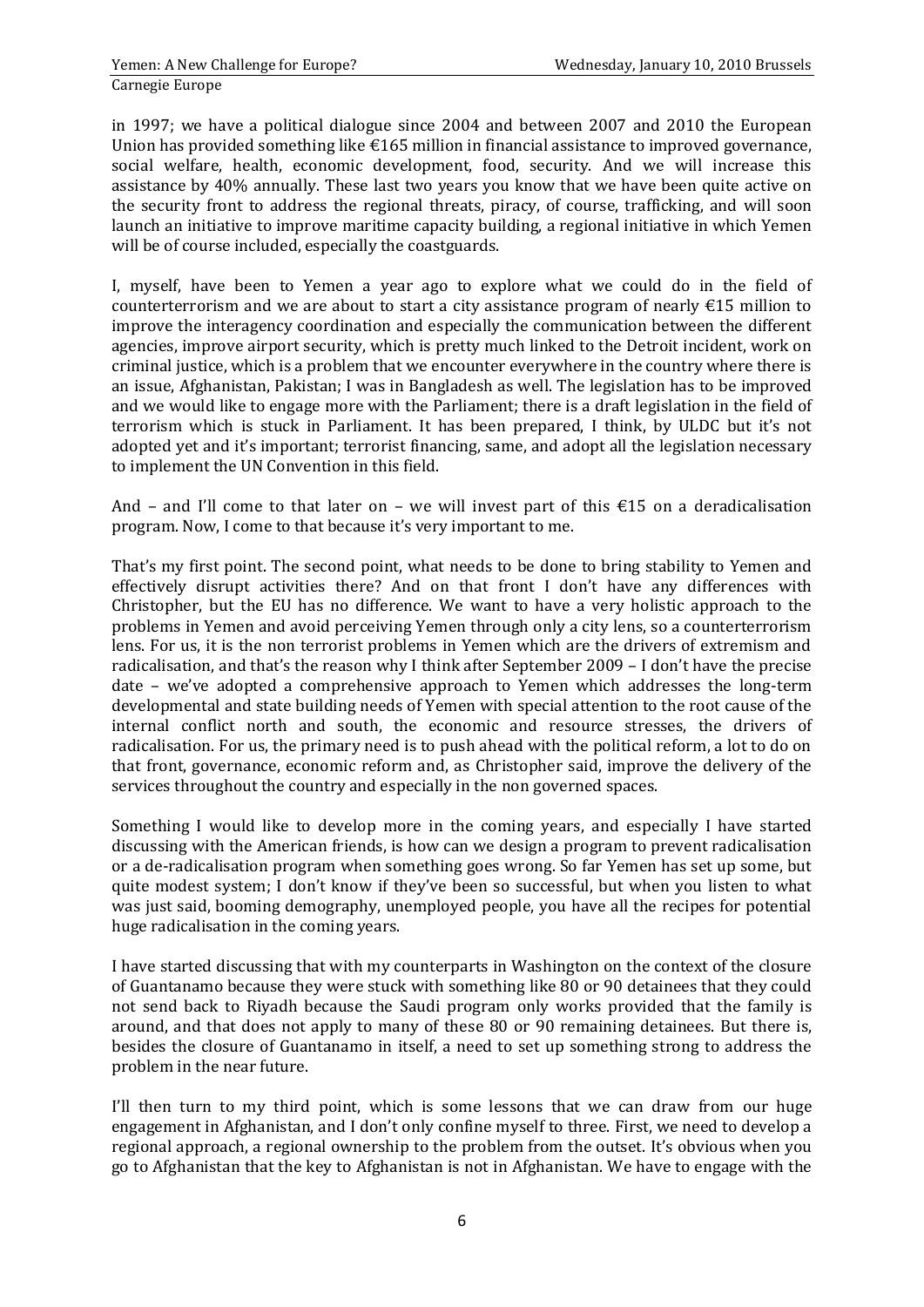in 1997; we have a political dialogue since 2004 and between 2007 and 2010 the European Union has provided something like €165 million in financial assistance to improved governance, social welfare, health, economic development, food, security. And we will increase this assistance by 40% annually. These last two years you know that we have been quite active on the security front to address the regional threats, piracy, of course, trafficking, and will soon launch an initiative to improve maritime capacity building, a regional initiative in which Yemen will be of course included, especially the coastguards.

I, myself, have been to Yemen a year ago to explore what we could do in the field of counterterrorism and we are about to start a city assistance program of nearly €15 million to improve the interagency coordination and especially the communication between the different agencies, improve airport security, which is pretty much linked to the Detroit incident, work on criminal justice, which is a problem that we encounter everywhere in the country where there is an issue, Afghanistan, Pakistan; I was in Bangladesh as well. The legislation has to be improved and we would like to engage more with the Parliament; there is a draft legislation in the field of terrorism which is stuck in Parliament. It has been prepared, I think, by ULDC but it's not adopted yet and it's important; terrorist financing, same, and adopt all the legislation necessary to implement the UN Convention in this field.

And – and I'll come to that later on – we will invest part of this €15 on a deradicalisation program. Now, I come to that because it's very important to me.

That's my first point. The second point, what needs to be done to bring stability to Yemen and effectively disrupt activities there? And on that front I don't have any differences with Christopher, but the EU has no difference. We want to have a very holistic approach to the problems in Yemen and avoid perceiving Yemen through only a city lens, so a counterterrorism lens. For us, it is the non terrorist problems in Yemen which are the drivers of extremism and radicalisation, and that's the reason why I think after September 2009 – I don't have the precise date – we've adopted a comprehensive approach to Yemen which addresses the long-term developmental and state building needs of Yemen with special attention to the root cause of the internal conflict north and south, the economic and resource stresses, the drivers of radicalisation. For us, the primary need is to push ahead with the political reform, a lot to do on that front, governance, economic reform and, as Christopher said, improve the delivery of the services throughout the country and especially in the non governed spaces.

Something I would like to develop more in the coming years, and especially I have started discussing with the American friends, is how can we design a program to prevent radicalisation or a de-radicalisation program when something goes wrong. So far Yemen has set up some, but quite modest system; I don't know if they've been so successful, but when you listen to what was just said, booming demography, unemployed people, you have all the recipes for potential huge radicalisation in the coming years.

I have started discussing that with my counterparts in Washington on the context of the closure of Guantanamo because they were stuck with something like 80 or 90 detainees that they could not send back to Riyadh because the Saudi program only works provided that the family is around, and that does not apply to many of these 80 or 90 remaining detainees. But there is, besides the closure of Guantanamo in itself, a need to set up something strong to address the problem in the near future.

I'll then turn to my third point, which is some lessons that we can draw from our huge engagement in Afghanistan, and I don't only confine myself to three. First, we need to develop a regional approach, a regional ownership to the problem from the outset. It's obvious when you go to Afghanistan that the key to Afghanistan is not in Afghanistan. We have to engage with the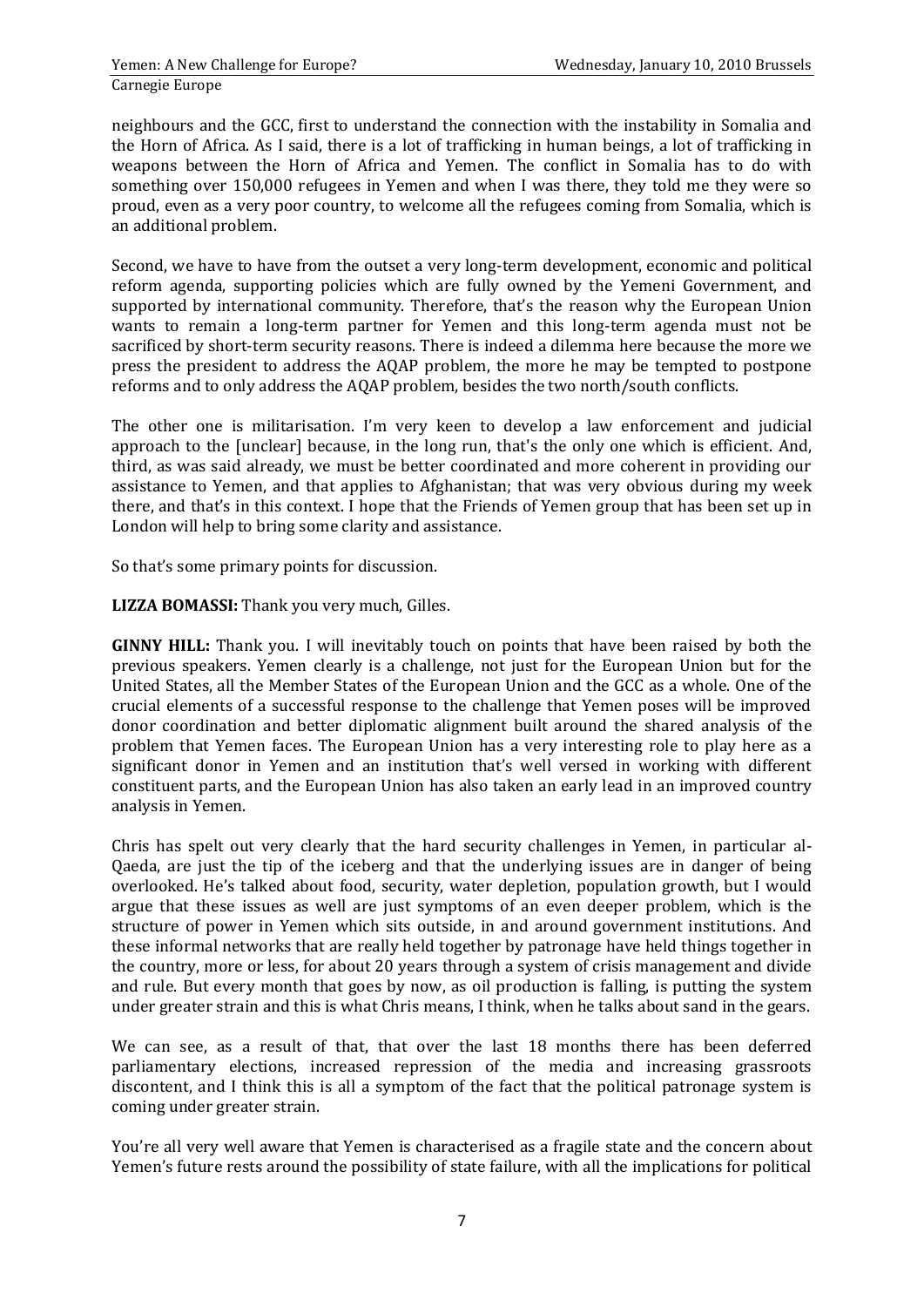neighbours and the GCC, first to understand the connection with the instability in Somalia and the Horn of Africa. As I said, there is a lot of trafficking in human beings, a lot of trafficking in weapons between the Horn of Africa and Yemen. The conflict in Somalia has to do with something over 150,000 refugees in Yemen and when I was there, they told me they were so proud, even as a very poor country, to welcome all the refugees coming from Somalia, which is an additional problem.

Second, we have to have from the outset a very long-term development, economic and political reform agenda, supporting policies which are fully owned by the Yemeni Government, and supported by international community. Therefore, that's the reason why the European Union wants to remain a long-term partner for Yemen and this long-term agenda must not be sacrificed by short-term security reasons. There is indeed a dilemma here because the more we press the president to address the AQAP problem, the more he may be tempted to postpone reforms and to only address the AQAP problem, besides the two north/south conflicts.

The other one is militarisation. I'm very keen to develop a law enforcement and judicial approach to the [unclear] because, in the long run, that's the only one which is efficient. And, third, as was said already, we must be better coordinated and more coherent in providing our assistance to Yemen, and that applies to Afghanistan; that was very obvious during my week there, and that's in this context. I hope that the Friends of Yemen group that has been set up in London will help to bring some clarity and assistance.

So that's some primary points for discussion.

**LIZZA BOMASSI:** Thank you very much, Gilles.

**GINNY HILL:** Thank you. I will inevitably touch on points that have been raised by both the previous speakers. Yemen clearly is a challenge, not just for the European Union but for the United States, all the Member States of the European Union and the GCC as a whole. One of the crucial elements of a successful response to the challenge that Yemen poses will be improved donor coordination and better diplomatic alignment built around the shared analysis of the problem that Yemen faces. The European Union has a very interesting role to play here as a significant donor in Yemen and an institution that's well versed in working with different constituent parts, and the European Union has also taken an early lead in an improved country analysis in Yemen.

Chris has spelt out very clearly that the hard security challenges in Yemen, in particular al-Qaeda, are just the tip of the iceberg and that the underlying issues are in danger of being overlooked. He's talked about food, security, water depletion, population growth, but I would argue that these issues as well are just symptoms of an even deeper problem, which is the structure of power in Yemen which sits outside, in and around government institutions. And these informal networks that are really held together by patronage have held things together in the country, more or less, for about 20 years through a system of crisis management and divide and rule. But every month that goes by now, as oil production is falling, is putting the system under greater strain and this is what Chris means, I think, when he talks about sand in the gears.

We can see, as a result of that, that over the last 18 months there has been deferred parliamentary elections, increased repression of the media and increasing grassroots discontent, and I think this is all a symptom of the fact that the political patronage system is coming under greater strain.

You're all very well aware that Yemen is characterised as a fragile state and the concern about Yemen's future rests around the possibility of state failure, with all the implications for political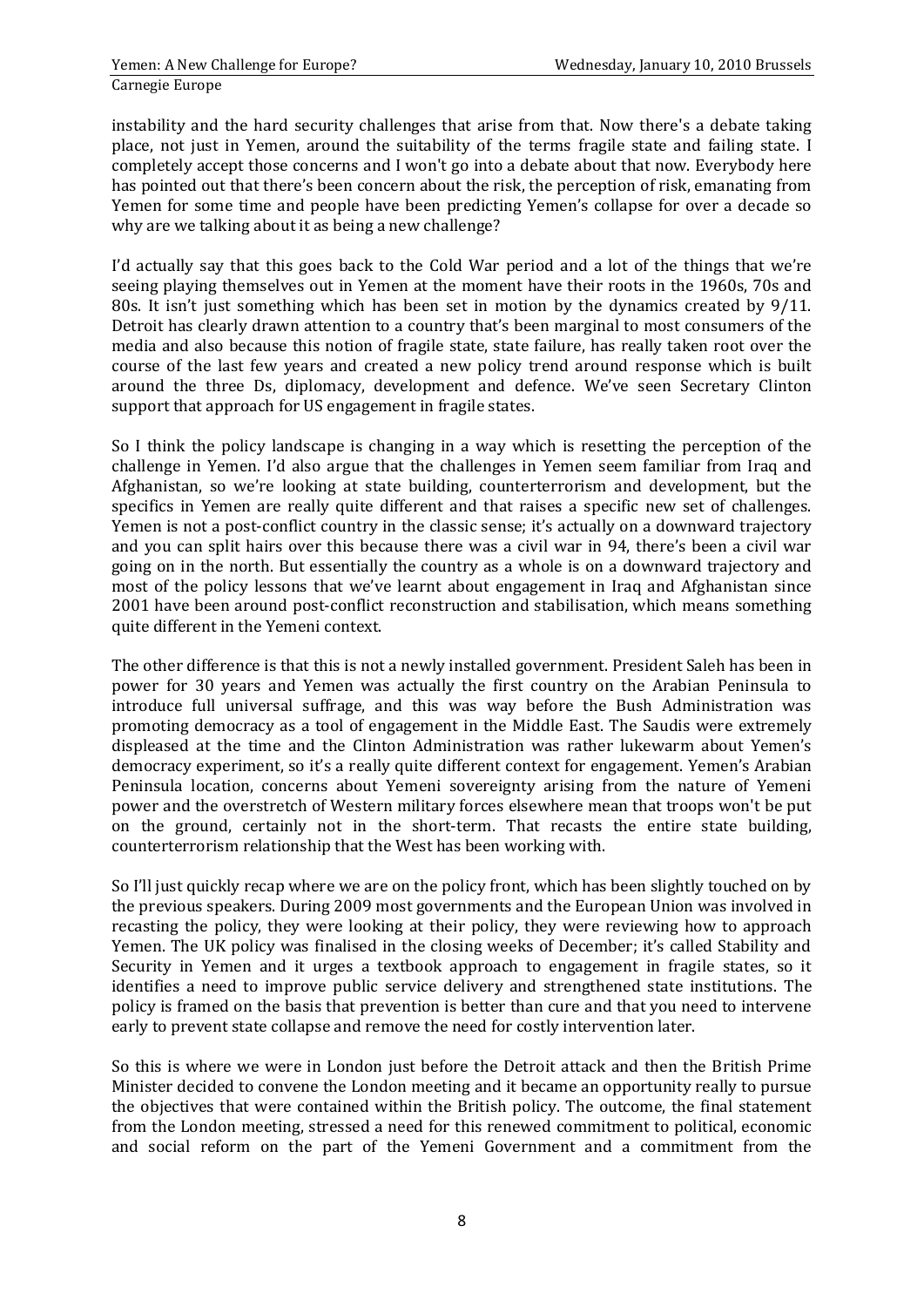instability and the hard security challenges that arise from that. Now there's a debate taking place, not just in Yemen, around the suitability of the terms fragile state and failing state. I completely accept those concerns and I won't go into a debate about that now. Everybody here has pointed out that there's been concern about the risk, the perception of risk, emanating from Yemen for some time and people have been predicting Yemen's collapse for over a decade so why are we talking about it as being a new challenge?

I'd actually say that this goes back to the Cold War period and a lot of the things that we're seeing playing themselves out in Yemen at the moment have their roots in the 1960s, 70s and 80s. It isn't just something which has been set in motion by the dynamics created by 9/11. Detroit has clearly drawn attention to a country that's been marginal to most consumers of the media and also because this notion of fragile state, state failure, has really taken root over the course of the last few years and created a new policy trend around response which is built around the three Ds, diplomacy, development and defence. We've seen Secretary Clinton support that approach for US engagement in fragile states.

So I think the policy landscape is changing in a way which is resetting the perception of the challenge in Yemen. I'd also argue that the challenges in Yemen seem familiar from Iraq and Afghanistan, so we're looking at state building, counterterrorism and development, but the specifics in Yemen are really quite different and that raises a specific new set of challenges. Yemen is not a post-conflict country in the classic sense; it's actually on a downward trajectory and you can split hairs over this because there was a civil war in 94, there's been a civil war going on in the north. But essentially the country as a whole is on a downward trajectory and most of the policy lessons that we've learnt about engagement in Iraq and Afghanistan since 2001 have been around post-conflict reconstruction and stabilisation, which means something quite different in the Yemeni context.

The other difference is that this is not a newly installed government. President Saleh has been in power for 30 years and Yemen was actually the first country on the Arabian Peninsula to introduce full universal suffrage, and this was way before the Bush Administration was promoting democracy as a tool of engagement in the Middle East. The Saudis were extremely displeased at the time and the Clinton Administration was rather lukewarm about Yemen's democracy experiment, so it's a really quite different context for engagement. Yemen's Arabian Peninsula location, concerns about Yemeni sovereignty arising from the nature of Yemeni power and the overstretch of Western military forces elsewhere mean that troops won't be put on the ground, certainly not in the short-term. That recasts the entire state building, counterterrorism relationship that the West has been working with.

So I'll just quickly recap where we are on the policy front, which has been slightly touched on by the previous speakers. During 2009 most governments and the European Union was involved in recasting the policy, they were looking at their policy, they were reviewing how to approach Yemen. The UK policy was finalised in the closing weeks of December; it's called Stability and Security in Yemen and it urges a textbook approach to engagement in fragile states, so it identifies a need to improve public service delivery and strengthened state institutions. The policy is framed on the basis that prevention is better than cure and that you need to intervene early to prevent state collapse and remove the need for costly intervention later.

So this is where we were in London just before the Detroit attack and then the British Prime Minister decided to convene the London meeting and it became an opportunity really to pursue the objectives that were contained within the British policy. The outcome, the final statement from the London meeting, stressed a need for this renewed commitment to political, economic and social reform on the part of the Yemeni Government and a commitment from the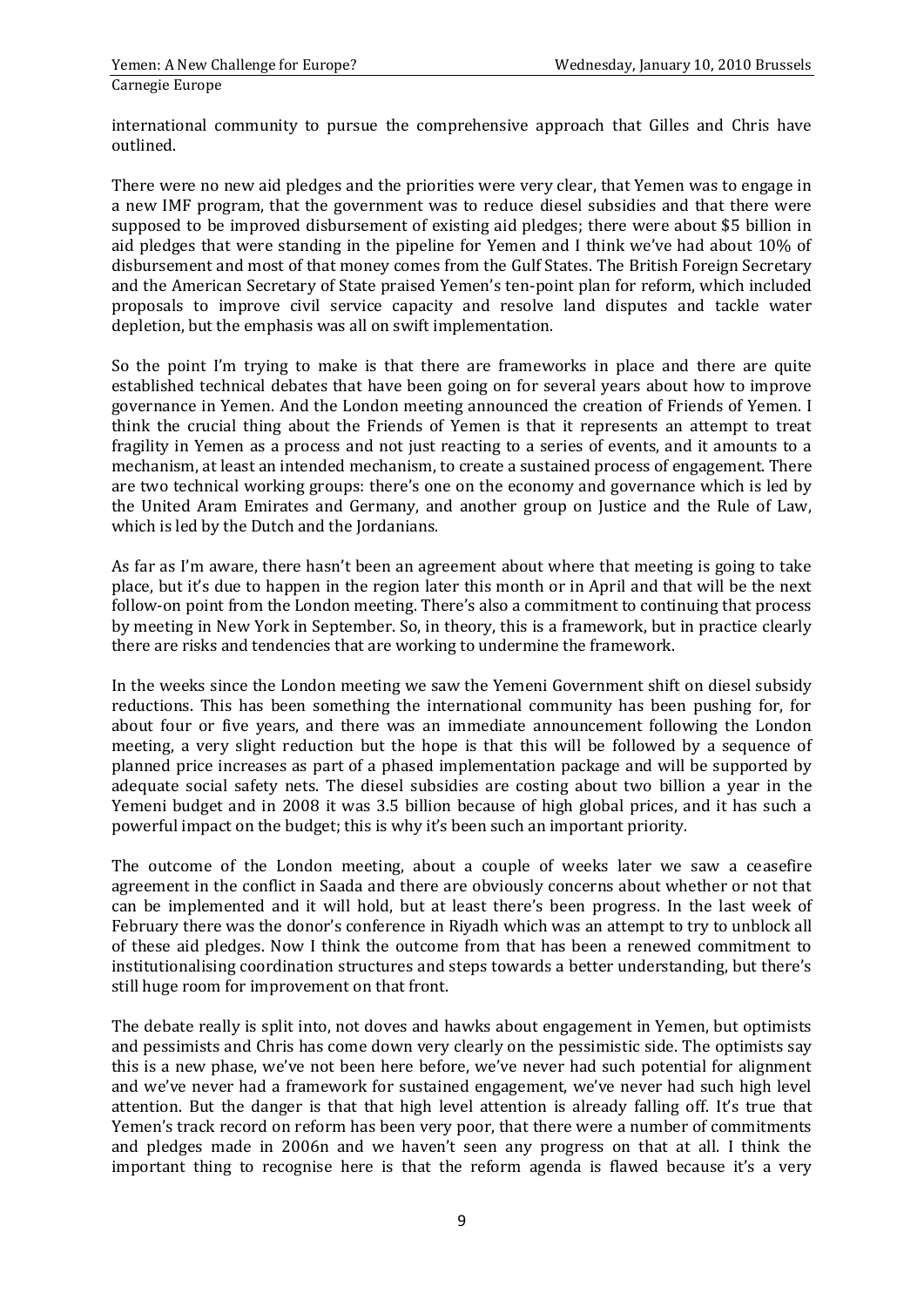international community to pursue the comprehensive approach that Gilles and Chris have outlined.

There were no new aid pledges and the priorities were very clear, that Yemen was to engage in a new IMF program, that the government was to reduce diesel subsidies and that there were supposed to be improved disbursement of existing aid pledges; there were about $5 billion in aid pledges that were standing in the pipeline for Yemen and I think we've had about 10% of disbursement and most of that money comes from the Gulf States. The British Foreign Secretary and the American Secretary of State praised Yemen's ten-point plan for reform, which included proposals to improve civil service capacity and resolve land disputes and tackle water depletion, but the emphasis was all on swift implementation.

So the point I'm trying to make is that there are frameworks in place and there are quite established technical debates that have been going on for several years about how to improve governance in Yemen. And the London meeting announced the creation of Friends of Yemen. I think the crucial thing about the Friends of Yemen is that it represents an attempt to treat fragility in Yemen as a process and not just reacting to a series of events, and it amounts to a mechanism, at least an intended mechanism, to create a sustained process of engagement. There are two technical working groups: there's one on the economy and governance which is led by the United Aram Emirates and Germany, and another group on Justice and the Rule of Law, which is led by the Dutch and the Jordanians.

As far as I'm aware, there hasn't been an agreement about where that meeting is going to take place, but it's due to happen in the region later this month or in April and that will be the next follow-on point from the London meeting. There's also a commitment to continuing that process by meeting in New York in September. So, in theory, this is a framework, but in practice clearly there are risks and tendencies that are working to undermine the framework.

In the weeks since the London meeting we saw the Yemeni Government shift on diesel subsidy reductions. This has been something the international community has been pushing for, for about four or five years, and there was an immediate announcement following the London meeting, a very slight reduction but the hope is that this will be followed by a sequence of planned price increases as part of a phased implementation package and will be supported by adequate social safety nets. The diesel subsidies are costing about two billion a year in the Yemeni budget and in 2008 it was 3.5 billion because of high global prices, and it has such a powerful impact on the budget; this is why it's been such an important priority.

The outcome of the London meeting, about a couple of weeks later we saw a ceasefire agreement in the conflict in Saada and there are obviously concerns about whether or not that can be implemented and it will hold, but at least there's been progress. In the last week of February there was the donor's conference in Riyadh which was an attempt to try to unblock all of these aid pledges. Now I think the outcome from that has been a renewed commitment to institutionalising coordination structures and steps towards a better understanding, but there's still huge room for improvement on that front.

The debate really is split into, not doves and hawks about engagement in Yemen, but optimists and pessimists and Chris has come down very clearly on the pessimistic side. The optimists say this is a new phase, we've not been here before, we've never had such potential for alignment and we've never had a framework for sustained engagement, we've never had such high level attention. But the danger is that that high level attention is already falling off. It's true that Yemen's track record on reform has been very poor, that there were a number of commitments and pledges made in 2006n and we haven't seen any progress on that at all. I think the important thing to recognise here is that the reform agenda is flawed because it's a very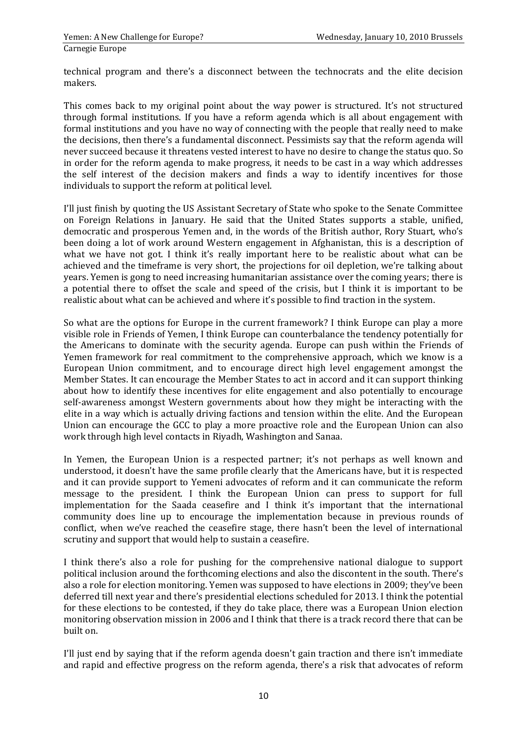technical program and there's a disconnect between the technocrats and the elite decision makers.

This comes back to my original point about the way power is structured. It's not structured through formal institutions. If you have a reform agenda which is all about engagement with formal institutions and you have no way of connecting with the people that really need to make the decisions, then there's a fundamental disconnect. Pessimists say that the reform agenda will never succeed because it threatens vested interest to have no desire to change the status quo. So in order for the reform agenda to make progress, it needs to be cast in a way which addresses the self interest of the decision makers and finds a way to identify incentives for those individuals to support the reform at political level.

I'll just finish by quoting the US Assistant Secretary of State who spoke to the Senate Committee on Foreign Relations in January. He said that the United States supports a stable, unified, democratic and prosperous Yemen and, in the words of the British author, Rory Stuart, who's been doing a lot of work around Western engagement in Afghanistan, this is a description of what we have not got. I think it's really important here to be realistic about what can be achieved and the timeframe is very short, the projections for oil depletion, we're talking about years. Yemen is gong to need increasing humanitarian assistance over the coming years; there is a potential there to offset the scale and speed of the crisis, but I think it is important to be realistic about what can be achieved and where it's possible to find traction in the system.

So what are the options for Europe in the current framework? I think Europe can play a more visible role in Friends of Yemen, I think Europe can counterbalance the tendency potentially for the Americans to dominate with the security agenda. Europe can push within the Friends of Yemen framework for real commitment to the comprehensive approach, which we know is a European Union commitment, and to encourage direct high level engagement amongst the Member States. It can encourage the Member States to act in accord and it can support thinking about how to identify these incentives for elite engagement and also potentially to encourage self-awareness amongst Western governments about how they might be interacting with the elite in a way which is actually driving factions and tension within the elite. And the European Union can encourage the GCC to play a more proactive role and the European Union can also work through high level contacts in Riyadh, Washington and Sanaa.

In Yemen, the European Union is a respected partner; it's not perhaps as well known and understood, it doesn't have the same profile clearly that the Americans have, but it is respected and it can provide support to Yemeni advocates of reform and it can communicate the reform message to the president. I think the European Union can press to support for full implementation for the Saada ceasefire and I think it's important that the international community does line up to encourage the implementation because in previous rounds of conflict, when we've reached the ceasefire stage, there hasn't been the level of international scrutiny and support that would help to sustain a ceasefire.

I think there's also a role for pushing for the comprehensive national dialogue to support political inclusion around the forthcoming elections and also the discontent in the south. There's also a role for election monitoring. Yemen was supposed to have elections in 2009; they've been deferred till next year and there's presidential elections scheduled for 2013. I think the potential for these elections to be contested, if they do take place, there was a European Union election monitoring observation mission in 2006 and I think that there is a track record there that can be built on.

I'll just end by saying that if the reform agenda doesn't gain traction and there isn't immediate and rapid and effective progress on the reform agenda, there's a risk that advocates of reform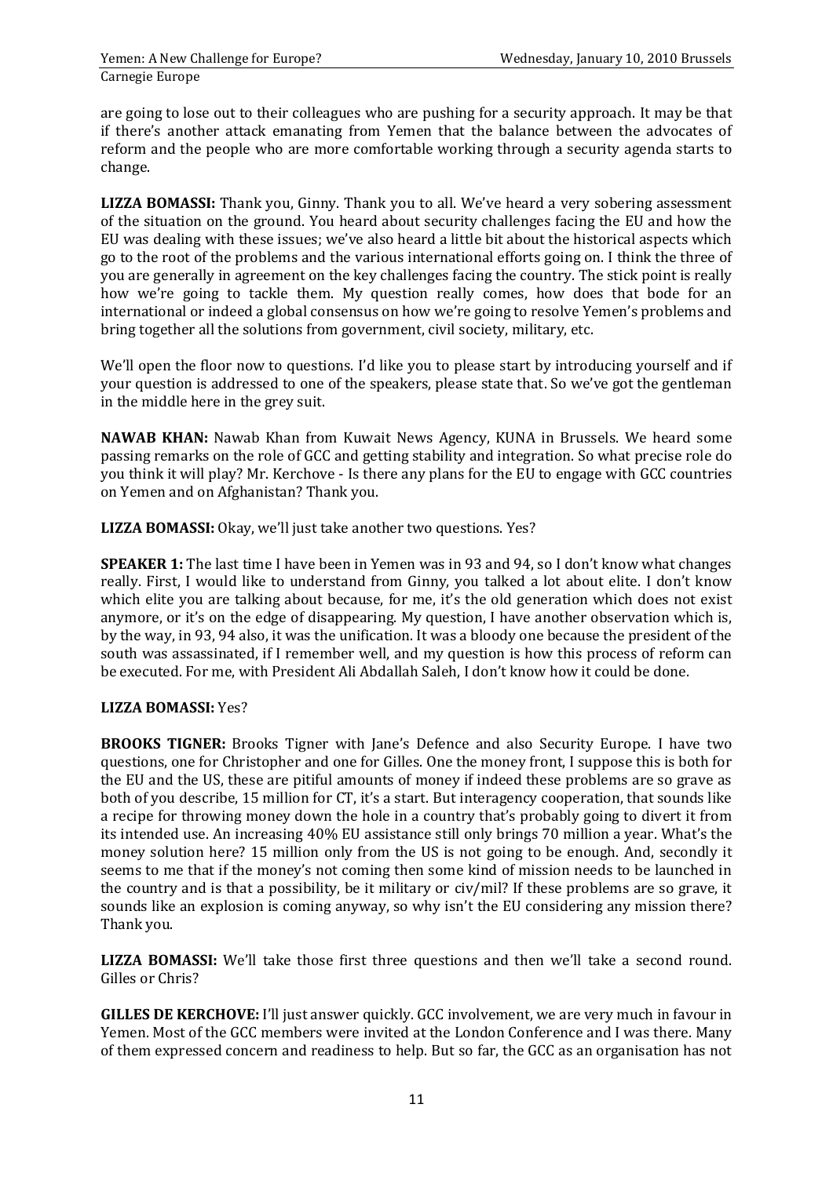are going to lose out to their colleagues who are pushing for a security approach. It may be that if there's another attack emanating from Yemen that the balance between the advocates of reform and the people who are more comfortable working through a security agenda starts to change.

**LIZZA BOMASSI:** Thank you, Ginny. Thank you to all. We've heard a very sobering assessment of the situation on the ground. You heard about security challenges facing the EU and how the EU was dealing with these issues; we've also heard a little bit about the historical aspects which go to the root of the problems and the various international efforts going on. I think the three of you are generally in agreement on the key challenges facing the country. The stick point is really how we're going to tackle them. My question really comes, how does that bode for an international or indeed a global consensus on how we're going to resolve Yemen's problems and bring together all the solutions from government, civil society, military, etc.

We'll open the floor now to questions. I'd like you to please start by introducing yourself and if your question is addressed to one of the speakers, please state that. So we've got the gentleman in the middle here in the grey suit.

**NAWAB KHAN:** Nawab Khan from Kuwait News Agency, KUNA in Brussels. We heard some passing remarks on the role of GCC and getting stability and integration. So what precise role do you think it will play? Mr. Kerchove - Is there any plans for the EU to engage with GCC countries on Yemen and on Afghanistan? Thank you.

**LIZZA BOMASSI:** Okay, we'll just take another two questions. Yes?

**SPEAKER 1:** The last time I have been in Yemen was in 93 and 94, so I don't know what changes really. First, I would like to understand from Ginny, you talked a lot about elite. I don't know which elite you are talking about because, for me, it's the old generation which does not exist anymore, or it's on the edge of disappearing. My question, I have another observation which is, by the way, in 93, 94 also, it was the unification. It was a bloody one because the president of the south was assassinated, if I remember well, and my question is how this process of reform can be executed. For me, with President Ali Abdallah Saleh, I don't know how it could be done.

**LIZZA BOMASSI:** Yes?

**BROOKS TIGNER:** Brooks Tigner with Jane's Defence and also Security Europe. I have two questions, one for Christopher and one for Gilles. One the money front, I suppose this is both for the EU and the US, these are pitiful amounts of money if indeed these problems are so grave as both of you describe, 15 million for CT, it's a start. But interagency cooperation, that sounds like a recipe for throwing money down the hole in a country that's probably going to divert it from its intended use. An increasing 40% EU assistance still only brings 70 million a year. What's the money solution here? 15 million only from the US is not going to be enough. And, secondly it seems to me that if the money's not coming then some kind of mission needs to be launched in the country and is that a possibility, be it military or civ/mil? If these problems are so grave, it sounds like an explosion is coming anyway, so why isn't the EU considering any mission there? Thank you.

**LIZZA BOMASSI:** We'll take those first three questions and then we'll take a second round. Gilles or Chris?

**GILLES DE KERCHOVE:** I'll just answer quickly. GCC involvement, we are very much in favour in Yemen. Most of the GCC members were invited at the London Conference and I was there. Many of them expressed concern and readiness to help. But so far, the GCC as an organisation has not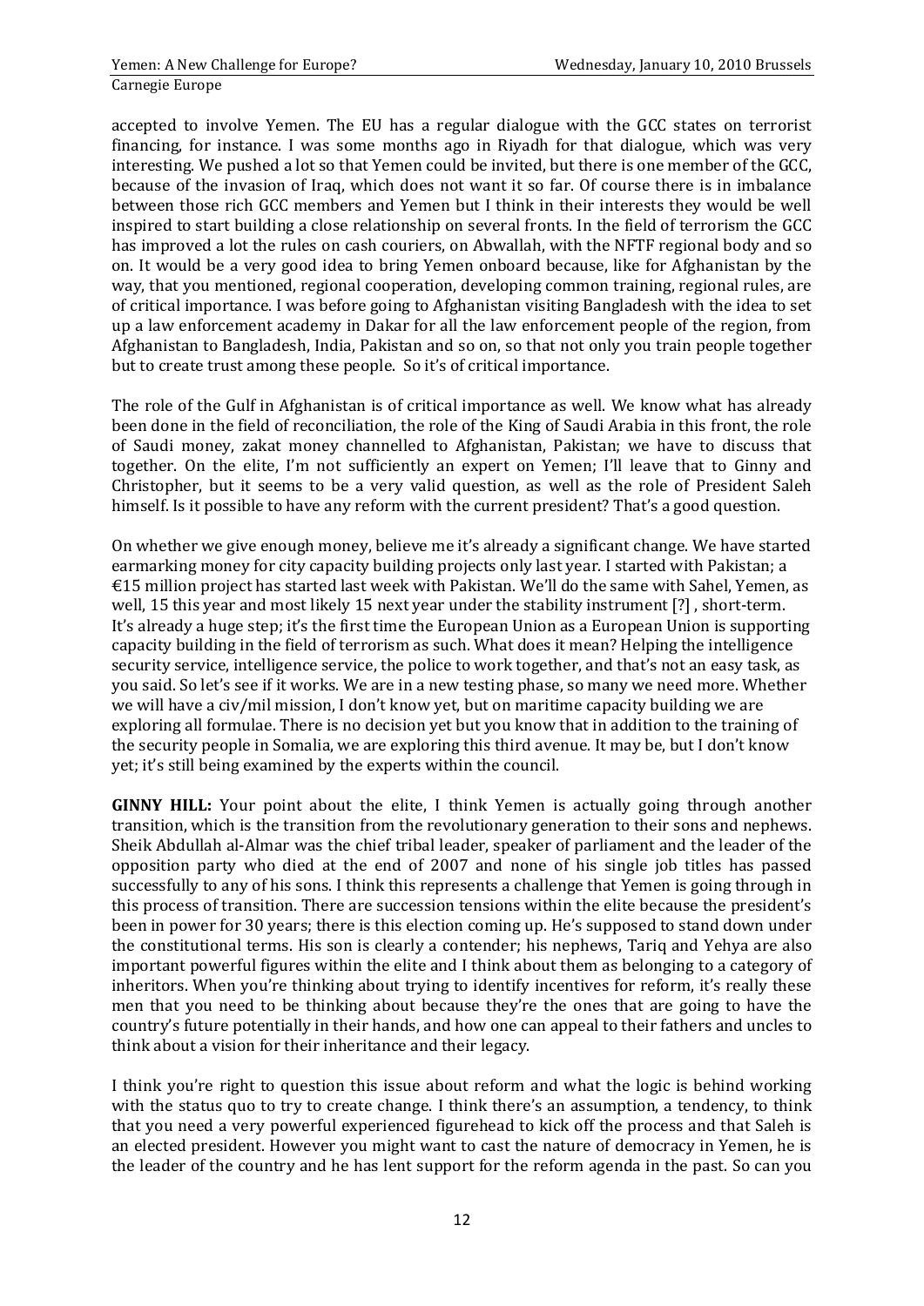accepted to involve Yemen. The EU has a regular dialogue with the GCC states on terrorist financing, for instance. I was some months ago in Riyadh for that dialogue, which was very interesting. We pushed a lot so that Yemen could be invited, but there is one member of the GCC, because of the invasion of Iraq, which does not want it so far. Of course there is in imbalance between those rich GCC members and Yemen but I think in their interests they would be well inspired to start building a close relationship on several fronts. In the field of terrorism the GCC has improved a lot the rules on cash couriers, on Abwallah, with the NFTF regional body and so on. It would be a very good idea to bring Yemen onboard because, like for Afghanistan by the way, that you mentioned, regional cooperation, developing common training, regional rules, are of critical importance. I was before going to Afghanistan visiting Bangladesh with the idea to set up a law enforcement academy in Dakar for all the law enforcement people of the region, from Afghanistan to Bangladesh, India, Pakistan and so on, so that not only you train people together but to create trust among these people. So it's of critical importance.

The role of the Gulf in Afghanistan is of critical importance as well. We know what has already been done in the field of reconciliation, the role of the King of Saudi Arabia in this front, the role of Saudi money, zakat money channelled to Afghanistan, Pakistan; we have to discuss that together. On the elite, I'm not sufficiently an expert on Yemen; I'll leave that to Ginny and Christopher, but it seems to be a very valid question, as well as the role of President Saleh himself. Is it possible to have any reform with the current president? That's a good question.

On whether we give enough money, believe me it's already a significant change. We have started earmarking money for city capacity building projects only last year. I started with Pakistan; a €15 million project has started last week with Pakistan. We'll do the same with Sahel, Yemen, as well, 15 this year and most likely 15 next year under the stability instrument [?] , short-term. It's already a huge step; it's the first time the European Union as a European Union is supporting capacity building in the field of terrorism as such. What does it mean? Helping the intelligence security service, intelligence service, the police to work together, and that's not an easy task, as you said. So let's see if it works. We are in a new testing phase, so many we need more. Whether we will have a civ/mil mission, I don't know yet, but on maritime capacity building we are exploring all formulae. There is no decision yet but you know that in addition to the training of the security people in Somalia, we are exploring this third avenue. It may be, but I don't know yet; it's still being examined by the experts within the council.

**GINNY HILL:** Your point about the elite, I think Yemen is actually going through another transition, which is the transition from the revolutionary generation to their sons and nephews. Sheik Abdullah al-Almar was the chief tribal leader, speaker of parliament and the leader of the opposition party who died at the end of 2007 and none of his single job titles has passed successfully to any of his sons. I think this represents a challenge that Yemen is going through in this process of transition. There are succession tensions within the elite because the president's been in power for 30 years; there is this election coming up. He's supposed to stand down under the constitutional terms. His son is clearly a contender; his nephews, Tariq and Yehya are also important powerful figures within the elite and I think about them as belonging to a category of inheritors. When you're thinking about trying to identify incentives for reform, it's really these men that you need to be thinking about because they're the ones that are going to have the country's future potentially in their hands, and how one can appeal to their fathers and uncles to think about a vision for their inheritance and their legacy.

I think you're right to question this issue about reform and what the logic is behind working with the status quo to try to create change. I think there's an assumption, a tendency, to think that you need a very powerful experienced figurehead to kick off the process and that Saleh is an elected president. However you might want to cast the nature of democracy in Yemen, he is the leader of the country and he has lent support for the reform agenda in the past. So can you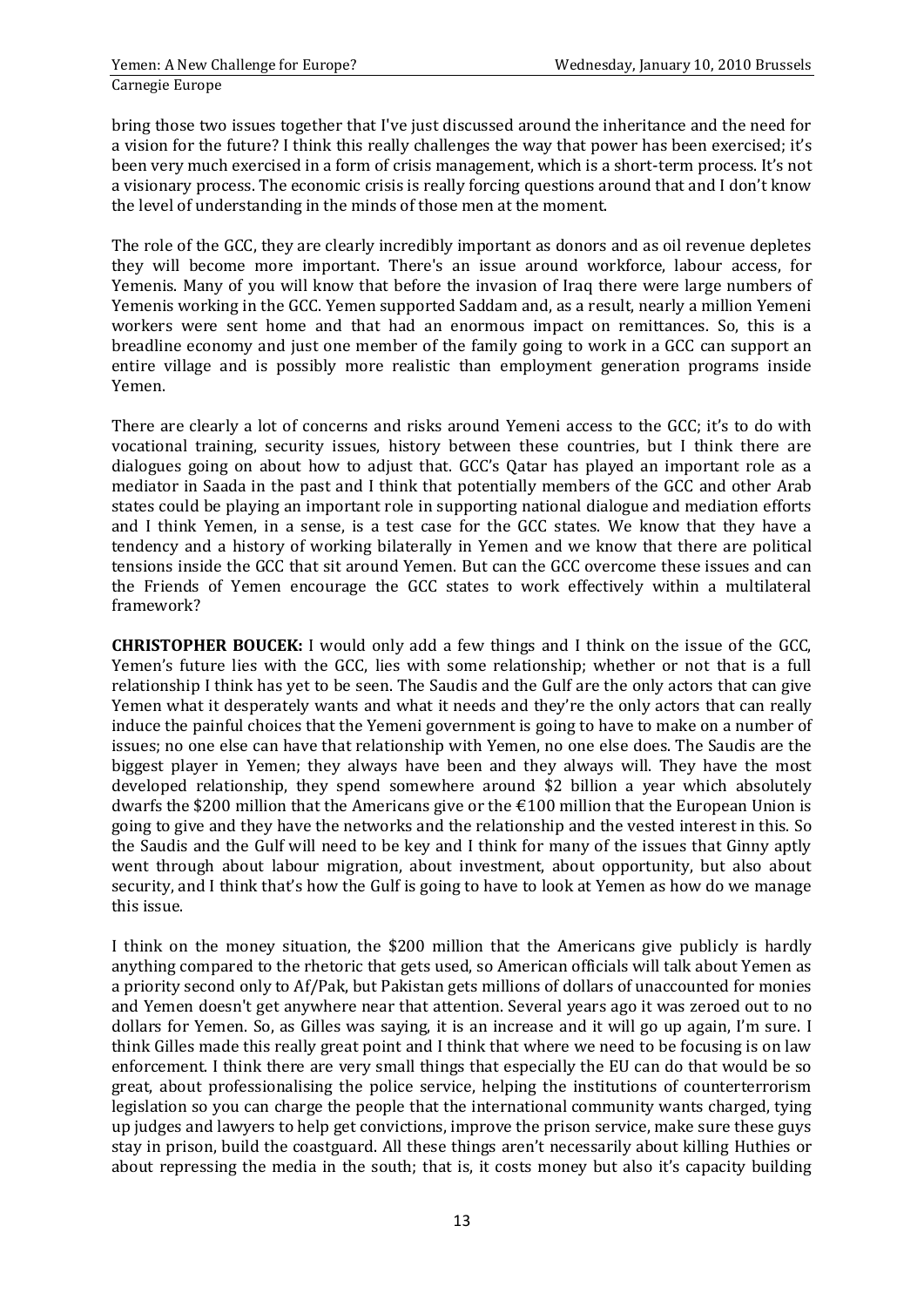bring those two issues together that I've just discussed around the inheritance and the need for a vision for the future? I think this really challenges the way that power has been exercised; it's been very much exercised in a form of crisis management, which is a short-term process. It's not a visionary process. The economic crisis is really forcing questions around that and I don't know the level of understanding in the minds of those men at the moment.

The role of the GCC, they are clearly incredibly important as donors and as oil revenue depletes they will become more important. There's an issue around workforce, labour access, for Yemenis. Many of you will know that before the invasion of Iraq there were large numbers of Yemenis working in the GCC. Yemen supported Saddam and, as a result, nearly a million Yemeni workers were sent home and that had an enormous impact on remittances. So, this is a breadline economy and just one member of the family going to work in a GCC can support an entire village and is possibly more realistic than employment generation programs inside Yemen.

There are clearly a lot of concerns and risks around Yemeni access to the GCC; it's to do with vocational training, security issues, history between these countries, but I think there are dialogues going on about how to adjust that. GCC's Qatar has played an important role as a mediator in Saada in the past and I think that potentially members of the GCC and other Arab states could be playing an important role in supporting national dialogue and mediation efforts and I think Yemen, in a sense, is a test case for the GCC states. We know that they have a tendency and a history of working bilaterally in Yemen and we know that there are political tensions inside the GCC that sit around Yemen. But can the GCC overcome these issues and can the Friends of Yemen encourage the GCC states to work effectively within a multilateral framework?

**CHRISTOPHER BOUCEK:** I would only add a few things and I think on the issue of the GCC, Yemen's future lies with the GCC, lies with some relationship; whether or not that is a full relationship I think has yet to be seen. The Saudis and the Gulf are the only actors that can give Yemen what it desperately wants and what it needs and they're the only actors that can really induce the painful choices that the Yemeni government is going to have to make on a number of issues; no one else can have that relationship with Yemen, no one else does. The Saudis are the biggest player in Yemen; they always have been and they always will. They have the most developed relationship, they spend somewhere around $2 billion a year which absolutely dwarfs the $200 million that the Americans give or the €100 million that the European Union is going to give and they have the networks and the relationship and the vested interest in this. So the Saudis and the Gulf will need to be key and I think for many of the issues that Ginny aptly went through about labour migration, about investment, about opportunity, but also about security, and I think that's how the Gulf is going to have to look at Yemen as how do we manage this issue.

I think on the money situation, the $200 million that the Americans give publicly is hardly anything compared to the rhetoric that gets used, so American officials will talk about Yemen as a priority second only to Af/Pak, but Pakistan gets millions of dollars of unaccounted for monies and Yemen doesn't get anywhere near that attention. Several years ago it was zeroed out to no dollars for Yemen. So, as Gilles was saying, it is an increase and it will go up again, I'm sure. I think Gilles made this really great point and I think that where we need to be focusing is on law enforcement. I think there are very small things that especially the EU can do that would be so great, about professionalising the police service, helping the institutions of counterterrorism legislation so you can charge the people that the international community wants charged, tying up judges and lawyers to help get convictions, improve the prison service, make sure these guys stay in prison, build the coastguard. All these things aren't necessarily about killing Huthies or about repressing the media in the south; that is, it costs money but also it's capacity building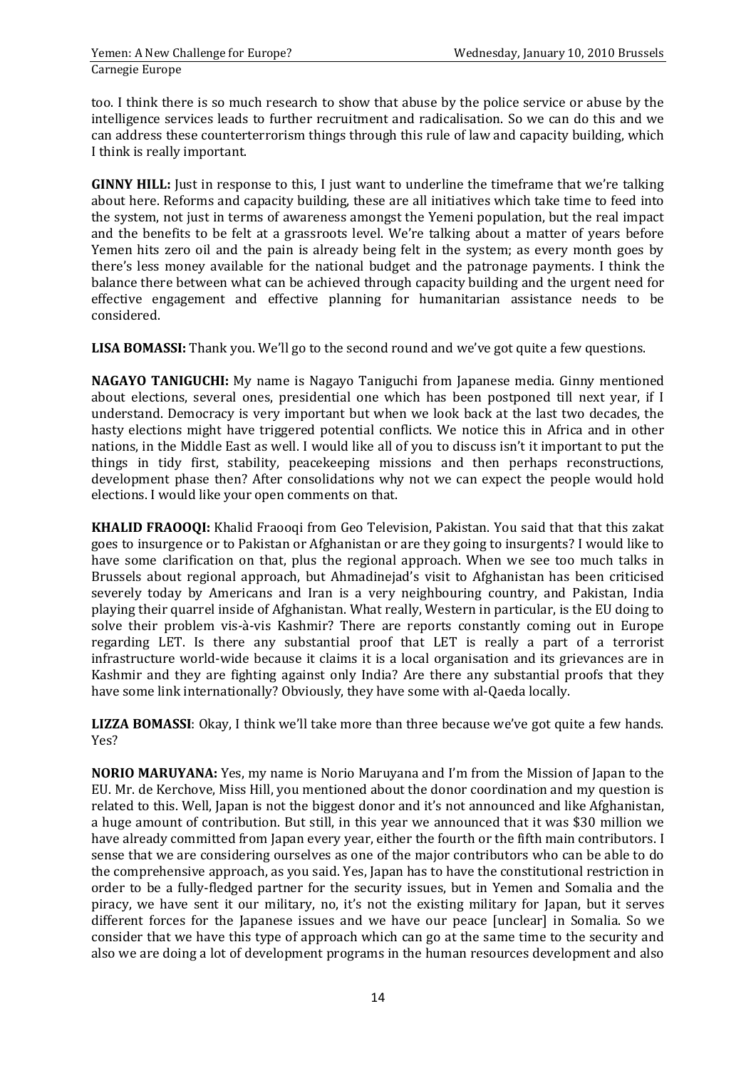too. I think there is so much research to show that abuse by the police service or abuse by the intelligence services leads to further recruitment and radicalisation. So we can do this and we can address these counterterrorism things through this rule of law and capacity building, which I think is really important.

**GINNY HILL:** Just in response to this, I just want to underline the timeframe that we're talking about here. Reforms and capacity building, these are all initiatives which take time to feed into the system, not just in terms of awareness amongst the Yemeni population, but the real impact and the benefits to be felt at a grassroots level. We're talking about a matter of years before Yemen hits zero oil and the pain is already being felt in the system; as every month goes by there's less money available for the national budget and the patronage payments. I think the balance there between what can be achieved through capacity building and the urgent need for effective engagement and effective planning for humanitarian assistance needs to be considered.

**LISA BOMASSI:** Thank you. We'll go to the second round and we've got quite a few questions.

**NAGAYO TANIGUCHI:** My name is Nagayo Taniguchi from Japanese media. Ginny mentioned about elections, several ones, presidential one which has been postponed till next year, if I understand. Democracy is very important but when we look back at the last two decades, the hasty elections might have triggered potential conflicts. We notice this in Africa and in other nations, in the Middle East as well. I would like all of you to discuss isn't it important to put the things in tidy first, stability, peacekeeping missions and then perhaps reconstructions, development phase then? After consolidations why not we can expect the people would hold elections. I would like your open comments on that.

**KHALID FRAOOQI:** Khalid Fraooqi from Geo Television, Pakistan. You said that that this zakat goes to insurgence or to Pakistan or Afghanistan or are they going to insurgents? I would like to have some clarification on that, plus the regional approach. When we see too much talks in Brussels about regional approach, but Ahmadinejad's visit to Afghanistan has been criticised severely today by Americans and Iran is a very neighbouring country, and Pakistan, India playing their quarrel inside of Afghanistan. What really, Western in particular, is the EU doing to solve their problem vis-à-vis Kashmir? There are reports constantly coming out in Europe regarding LET. Is there any substantial proof that LET is really a part of a terrorist infrastructure world-wide because it claims it is a local organisation and its grievances are in Kashmir and they are fighting against only India? Are there any substantial proofs that they have some link internationally? Obviously, they have some with al-Qaeda locally.

**LIZZA BOMASSI**: Okay, I think we'll take more than three because we've got quite a few hands. Yes?

**NORIO MARUYANA:** Yes, my name is Norio Maruyana and I'm from the Mission of Japan to the EU. Mr. de Kerchove, Miss Hill, you mentioned about the donor coordination and my question is related to this. Well, Japan is not the biggest donor and it's not announced and like Afghanistan, a huge amount of contribution. But still, in this year we announced that it was $30 million we have already committed from Japan every year, either the fourth or the fifth main contributors. I sense that we are considering ourselves as one of the major contributors who can be able to do the comprehensive approach, as you said. Yes, Japan has to have the constitutional restriction in order to be a fully-fledged partner for the security issues, but in Yemen and Somalia and the piracy, we have sent it our military, no, it's not the existing military for Japan, but it serves different forces for the Japanese issues and we have our peace [unclear] in Somalia. So we consider that we have this type of approach which can go at the same time to the security and also we are doing a lot of development programs in the human resources development and also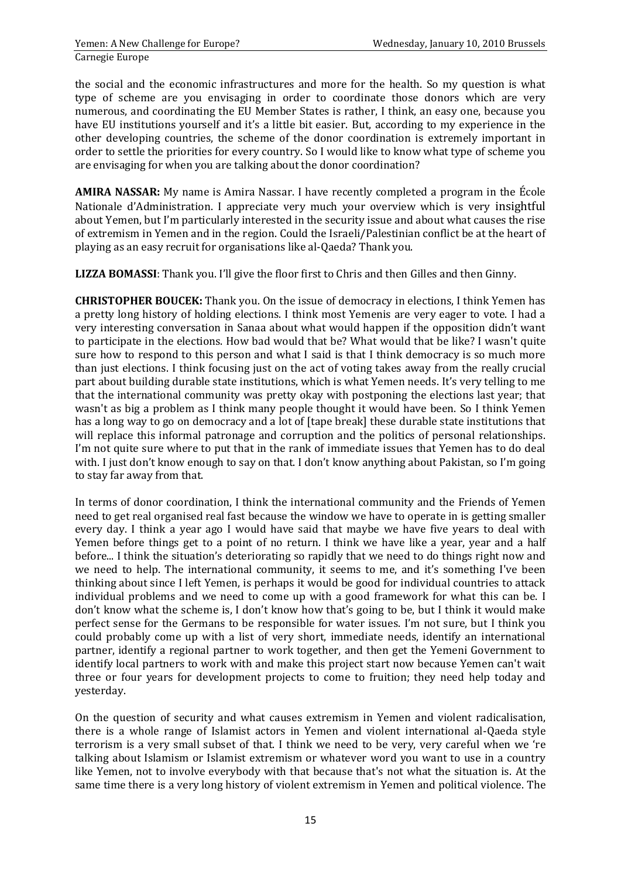the social and the economic infrastructures and more for the health. So my question is what type of scheme are you envisaging in order to coordinate those donors which are very numerous, and coordinating the EU Member States is rather, I think, an easy one, because you have EU institutions yourself and it's a little bit easier. But, according to my experience in the other developing countries, the scheme of the donor coordination is extremely important in order to settle the priorities for every country. So I would like to know what type of scheme you are envisaging for when you are talking about the donor coordination?

**AMIRA NASSAR:** My name is Amira Nassar. I have recently completed a program in the École Nationale d'Administration. I appreciate very much your overview which is very insightful about Yemen, but I'm particularly interested in the security issue and about what causes the rise of extremism in Yemen and in the region. Could the Israeli/Palestinian conflict be at the heart of playing as an easy recruit for organisations like al-Qaeda? Thank you.

**LIZZA BOMASSI**: Thank you. I'll give the floor first to Chris and then Gilles and then Ginny.

**CHRISTOPHER BOUCEK:** Thank you. On the issue of democracy in elections, I think Yemen has a pretty long history of holding elections. I think most Yemenis are very eager to vote. I had a very interesting conversation in Sanaa about what would happen if the opposition didn't want to participate in the elections. How bad would that be? What would that be like? I wasn't quite sure how to respond to this person and what I said is that I think democracy is so much more than just elections. I think focusing just on the act of voting takes away from the really crucial part about building durable state institutions, which is what Yemen needs. It's very telling to me that the international community was pretty okay with postponing the elections last year; that wasn't as big a problem as I think many people thought it would have been. So I think Yemen has a long way to go on democracy and a lot of [tape break] these durable state institutions that will replace this informal patronage and corruption and the politics of personal relationships. I'm not quite sure where to put that in the rank of immediate issues that Yemen has to do deal with. I just don't know enough to say on that. I don't know anything about Pakistan, so I'm going to stay far away from that.

In terms of donor coordination, I think the international community and the Friends of Yemen need to get real organised real fast because the window we have to operate in is getting smaller every day. I think a year ago I would have said that maybe we have five years to deal with Yemen before things get to a point of no return. I think we have like a year, year and a half before... I think the situation's deteriorating so rapidly that we need to do things right now and we need to help. The international community, it seems to me, and it's something I've been thinking about since I left Yemen, is perhaps it would be good for individual countries to attack individual problems and we need to come up with a good framework for what this can be. I don't know what the scheme is, I don't know how that's going to be, but I think it would make perfect sense for the Germans to be responsible for water issues. I'm not sure, but I think you could probably come up with a list of very short, immediate needs, identify an international partner, identify a regional partner to work together, and then get the Yemeni Government to identify local partners to work with and make this project start now because Yemen can't wait three or four years for development projects to come to fruition; they need help today and yesterday.

On the question of security and what causes extremism in Yemen and violent radicalisation, there is a whole range of Islamist actors in Yemen and violent international al-Qaeda style terrorism is a very small subset of that. I think we need to be very, very careful when we 're talking about Islamism or Islamist extremism or whatever word you want to use in a country like Yemen, not to involve everybody with that because that's not what the situation is. At the same time there is a very long history of violent extremism in Yemen and political violence. The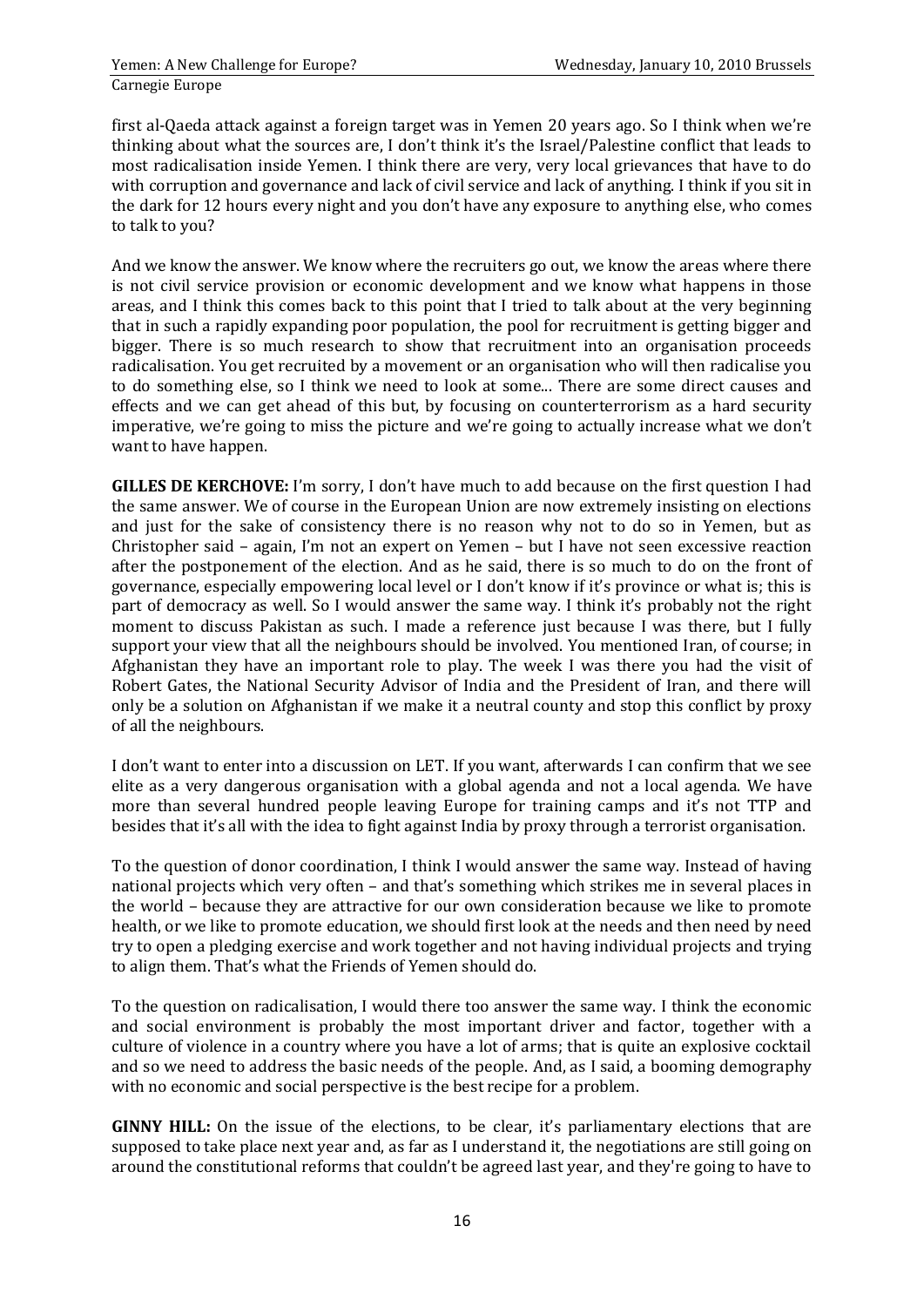first al-Qaeda attack against a foreign target was in Yemen 20 years ago. So I think when we're thinking about what the sources are, I don't think it's the Israel/Palestine conflict that leads to most radicalisation inside Yemen. I think there are very, very local grievances that have to do with corruption and governance and lack of civil service and lack of anything. I think if you sit in the dark for 12 hours every night and you don't have any exposure to anything else, who comes to talk to you?

And we know the answer. We know where the recruiters go out, we know the areas where there is not civil service provision or economic development and we know what happens in those areas, and I think this comes back to this point that I tried to talk about at the very beginning that in such a rapidly expanding poor population, the pool for recruitment is getting bigger and bigger. There is so much research to show that recruitment into an organisation proceeds radicalisation. You get recruited by a movement or an organisation who will then radicalise you to do something else, so I think we need to look at some... There are some direct causes and effects and we can get ahead of this but, by focusing on counterterrorism as a hard security imperative, we're going to miss the picture and we're going to actually increase what we don't want to have happen.

**GILLES DE KERCHOVE:** I'm sorry, I don't have much to add because on the first question I had the same answer. We of course in the European Union are now extremely insisting on elections and just for the sake of consistency there is no reason why not to do so in Yemen, but as Christopher said – again, I'm not an expert on Yemen – but I have not seen excessive reaction after the postponement of the election. And as he said, there is so much to do on the front of governance, especially empowering local level or I don't know if it's province or what is; this is part of democracy as well. So I would answer the same way. I think it's probably not the right moment to discuss Pakistan as such. I made a reference just because I was there, but I fully support your view that all the neighbours should be involved. You mentioned Iran, of course; in Afghanistan they have an important role to play. The week I was there you had the visit of Robert Gates, the National Security Advisor of India and the President of Iran, and there will only be a solution on Afghanistan if we make it a neutral county and stop this conflict by proxy of all the neighbours.

I don't want to enter into a discussion on LET. If you want, afterwards I can confirm that we see elite as a very dangerous organisation with a global agenda and not a local agenda. We have more than several hundred people leaving Europe for training camps and it's not TTP and besides that it's all with the idea to fight against India by proxy through a terrorist organisation.

To the question of donor coordination, I think I would answer the same way. Instead of having national projects which very often – and that's something which strikes me in several places in the world – because they are attractive for our own consideration because we like to promote health, or we like to promote education, we should first look at the needs and then need by need try to open a pledging exercise and work together and not having individual projects and trying to align them. That's what the Friends of Yemen should do.

To the question on radicalisation, I would there too answer the same way. I think the economic and social environment is probably the most important driver and factor, together with a culture of violence in a country where you have a lot of arms; that is quite an explosive cocktail and so we need to address the basic needs of the people. And, as I said, a booming demography with no economic and social perspective is the best recipe for a problem.

**GINNY HILL:** On the issue of the elections, to be clear, it's parliamentary elections that are supposed to take place next year and, as far as I understand it, the negotiations are still going on around the constitutional reforms that couldn't be agreed last year, and they're going to have to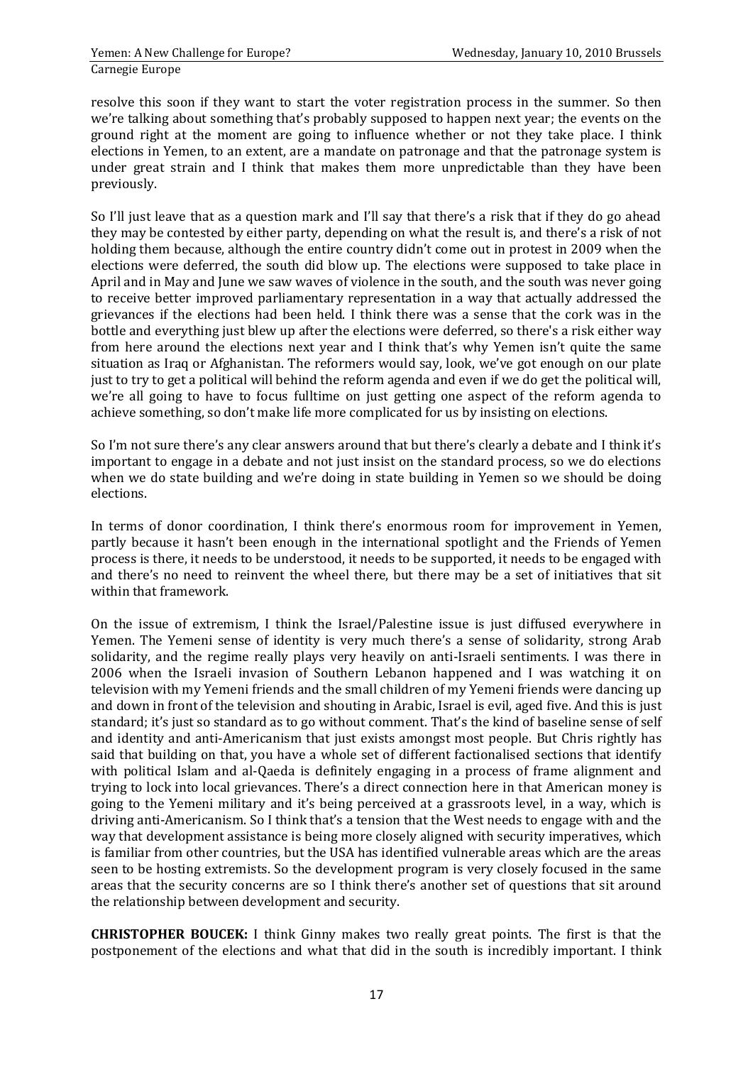resolve this soon if they want to start the voter registration process in the summer. So then we're talking about something that's probably supposed to happen next year; the events on the ground right at the moment are going to influence whether or not they take place. I think elections in Yemen, to an extent, are a mandate on patronage and that the patronage system is under great strain and I think that makes them more unpredictable than they have been previously.

So I'll just leave that as a question mark and I'll say that there's a risk that if they do go ahead they may be contested by either party, depending on what the result is, and there's a risk of not holding them because, although the entire country didn't come out in protest in 2009 when the elections were deferred, the south did blow up. The elections were supposed to take place in April and in May and June we saw waves of violence in the south, and the south was never going to receive better improved parliamentary representation in a way that actually addressed the grievances if the elections had been held. I think there was a sense that the cork was in the bottle and everything just blew up after the elections were deferred, so there's a risk either way from here around the elections next year and I think that's why Yemen isn't quite the same situation as Iraq or Afghanistan. The reformers would say, look, we've got enough on our plate just to try to get a political will behind the reform agenda and even if we do get the political will, we're all going to have to focus fulltime on just getting one aspect of the reform agenda to achieve something, so don't make life more complicated for us by insisting on elections.

So I'm not sure there's any clear answers around that but there's clearly a debate and I think it's important to engage in a debate and not just insist on the standard process, so we do elections when we do state building and we're doing in state building in Yemen so we should be doing elections.

In terms of donor coordination, I think there's enormous room for improvement in Yemen, partly because it hasn't been enough in the international spotlight and the Friends of Yemen process is there, it needs to be understood, it needs to be supported, it needs to be engaged with and there's no need to reinvent the wheel there, but there may be a set of initiatives that sit within that framework.

On the issue of extremism, I think the Israel/Palestine issue is just diffused everywhere in Yemen. The Yemeni sense of identity is very much there's a sense of solidarity, strong Arab solidarity, and the regime really plays very heavily on anti-Israeli sentiments. I was there in 2006 when the Israeli invasion of Southern Lebanon happened and I was watching it on television with my Yemeni friends and the small children of my Yemeni friends were dancing up and down in front of the television and shouting in Arabic, Israel is evil, aged five. And this is just standard; it's just so standard as to go without comment. That's the kind of baseline sense of self and identity and anti-Americanism that just exists amongst most people. But Chris rightly has said that building on that, you have a whole set of different factionalised sections that identify with political Islam and al-Qaeda is definitely engaging in a process of frame alignment and trying to lock into local grievances. There's a direct connection here in that American money is going to the Yemeni military and it's being perceived at a grassroots level, in a way, which is driving anti-Americanism. So I think that's a tension that the West needs to engage with and the way that development assistance is being more closely aligned with security imperatives, which is familiar from other countries, but the USA has identified vulnerable areas which are the areas seen to be hosting extremists. So the development program is very closely focused in the same areas that the security concerns are so I think there's another set of questions that sit around the relationship between development and security.

**CHRISTOPHER BOUCEK:** I think Ginny makes two really great points. The first is that the postponement of the elections and what that did in the south is incredibly important. I think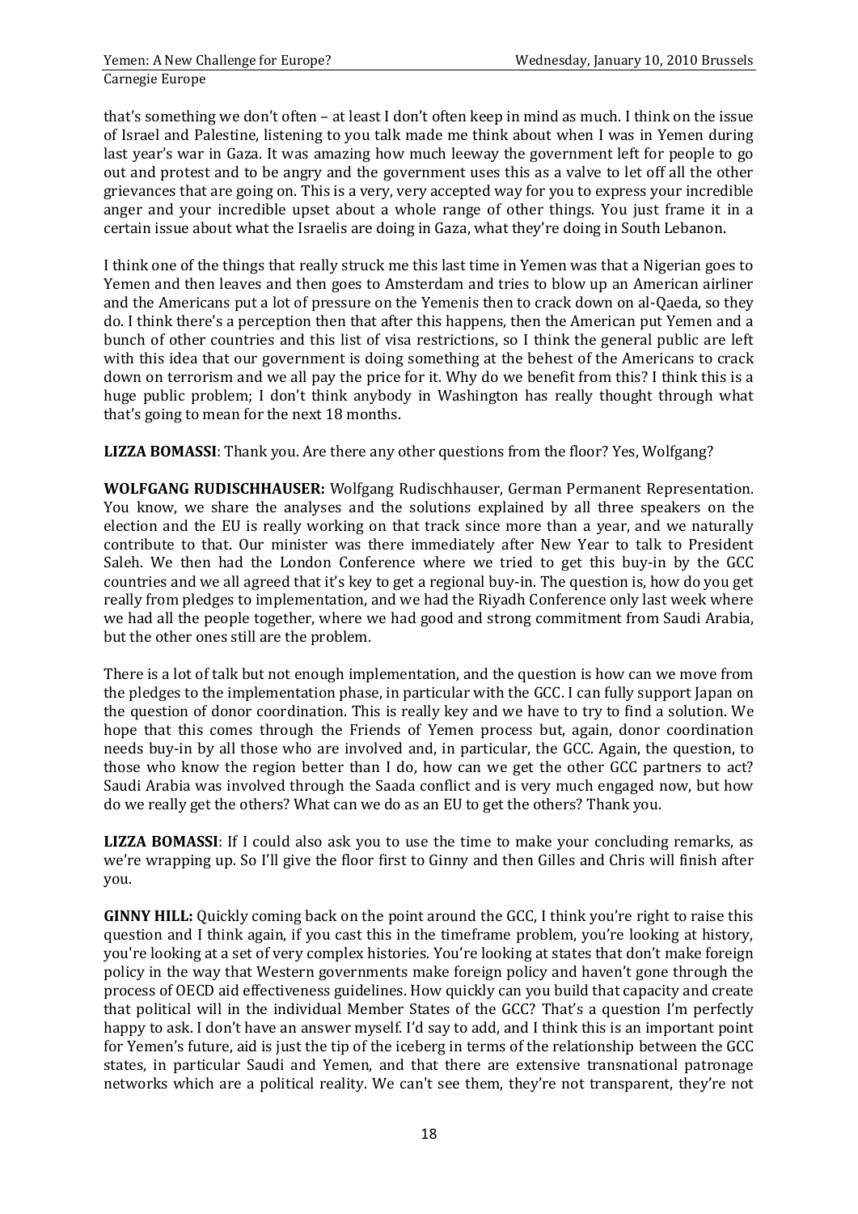that's something we don't often – at least I don't often keep in mind as much. I think on the issue of Israel and Palestine, listening to you talk made me think about when I was in Yemen during last year's war in Gaza. It was amazing how much leeway the government left for people to go out and protest and to be angry and the government uses this as a valve to let off all the other grievances that are going on. This is a very, very accepted way for you to express your incredible anger and your incredible upset about a whole range of other things. You just frame it in a certain issue about what the Israelis are doing in Gaza, what they're doing in South Lebanon.

I think one of the things that really struck me this last time in Yemen was that a Nigerian goes to Yemen and then leaves and then goes to Amsterdam and tries to blow up an American airliner and the Americans put a lot of pressure on the Yemenis then to crack down on al-Qaeda, so they do. I think there's a perception then that after this happens, then the American put Yemen and a bunch of other countries and this list of visa restrictions, so I think the general public are left with this idea that our government is doing something at the behest of the Americans to crack down on terrorism and we all pay the price for it. Why do we benefit from this? I think this is a huge public problem; I don't think anybody in Washington has really thought through what that's going to mean for the next 18 months.

**LIZZA BOMASSI**: Thank you. Are there any other questions from the floor? Yes, Wolfgang?

**WOLFGANG RUDISCHHAUSER:** Wolfgang Rudischhauser, German Permanent Representation. You know, we share the analyses and the solutions explained by all three speakers on the election and the EU is really working on that track since more than a year, and we naturally contribute to that. Our minister was there immediately after New Year to talk to President Saleh. We then had the London Conference where we tried to get this buy-in by the GCC countries and we all agreed that it's key to get a regional buy-in. The question is, how do you get really from pledges to implementation, and we had the Riyadh Conference only last week where we had all the people together, where we had good and strong commitment from Saudi Arabia, but the other ones still are the problem.

There is a lot of talk but not enough implementation, and the question is how can we move from the pledges to the implementation phase, in particular with the GCC. I can fully support Japan on the question of donor coordination. This is really key and we have to try to find a solution. We hope that this comes through the Friends of Yemen process but, again, donor coordination needs buy-in by all those who are involved and, in particular, the GCC. Again, the question, to those who know the region better than I do, how can we get the other GCC partners to act? Saudi Arabia was involved through the Saada conflict and is very much engaged now, but how do we really get the others? What can we do as an EU to get the others? Thank you.

**LIZZA BOMASSI**: If I could also ask you to use the time to make your concluding remarks, as we're wrapping up. So I'll give the floor first to Ginny and then Gilles and Chris will finish after you.

**GINNY HILL:** Quickly coming back on the point around the GCC, I think you're right to raise this question and I think again, if you cast this in the timeframe problem, you're looking at history, you're looking at a set of very complex histories. You're looking at states that don't make foreign policy in the way that Western governments make foreign policy and haven't gone through the process of OECD aid effectiveness guidelines. How quickly can you build that capacity and create that political will in the individual Member States of the GCC? That's a question I'm perfectly happy to ask. I don't have an answer myself. I'd say to add, and I think this is an important point for Yemen's future, aid is just the tip of the iceberg in terms of the relationship between the GCC states, in particular Saudi and Yemen, and that there are extensive transnational patronage networks which are a political reality. We can't see them, they're not transparent, they're not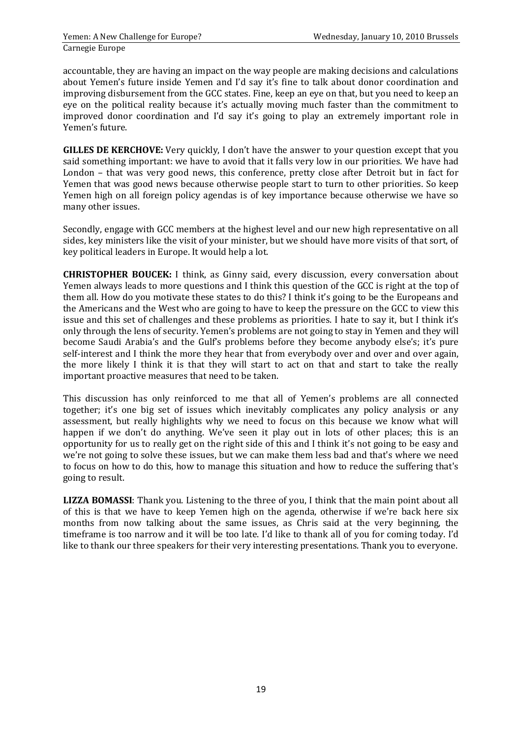accountable, they are having an impact on the way people are making decisions and calculations about Yemen's future inside Yemen and I'd say it's fine to talk about donor coordination and improving disbursement from the GCC states. Fine, keep an eye on that, but you need to keep an eye on the political reality because it's actually moving much faster than the commitment to improved donor coordination and I'd say it's going to play an extremely important role in Yemen's future.

**GILLES DE KERCHOVE:** Very quickly, I don't have the answer to your question except that you said something important: we have to avoid that it falls very low in our priorities. We have had London – that was very good news, this conference, pretty close after Detroit but in fact for Yemen that was good news because otherwise people start to turn to other priorities. So keep Yemen high on all foreign policy agendas is of key importance because otherwise we have so many other issues.

Secondly, engage with GCC members at the highest level and our new high representative on all sides, key ministers like the visit of your minister, but we should have more visits of that sort, of key political leaders in Europe. It would help a lot.

**CHRISTOPHER BOUCEK:** I think, as Ginny said, every discussion, every conversation about Yemen always leads to more questions and I think this question of the GCC is right at the top of them all. How do you motivate these states to do this? I think it's going to be the Europeans and the Americans and the West who are going to have to keep the pressure on the GCC to view this issue and this set of challenges and these problems as priorities. I hate to say it, but I think it's only through the lens of security. Yemen's problems are not going to stay in Yemen and they will become Saudi Arabia's and the Gulf's problems before they become anybody else's; it's pure self-interest and I think the more they hear that from everybody over and over and over again, the more likely I think it is that they will start to act on that and start to take the really important proactive measures that need to be taken.

This discussion has only reinforced to me that all of Yemen's problems are all connected together; it's one big set of issues which inevitably complicates any policy analysis or any assessment, but really highlights why we need to focus on this because we know what will happen if we don't do anything. We've seen it play out in lots of other places; this is an opportunity for us to really get on the right side of this and I think it's not going to be easy and we're not going to solve these issues, but we can make them less bad and that's where we need to focus on how to do this, how to manage this situation and how to reduce the suffering that's going to result.

**LIZZA BOMASSI**: Thank you. Listening to the three of you, I think that the main point about all of this is that we have to keep Yemen high on the agenda, otherwise if we're back here six months from now talking about the same issues, as Chris said at the very beginning, the timeframe is too narrow and it will be too late. I'd like to thank all of you for coming today. I'd like to thank our three speakers for their very interesting presentations. Thank you to everyone.